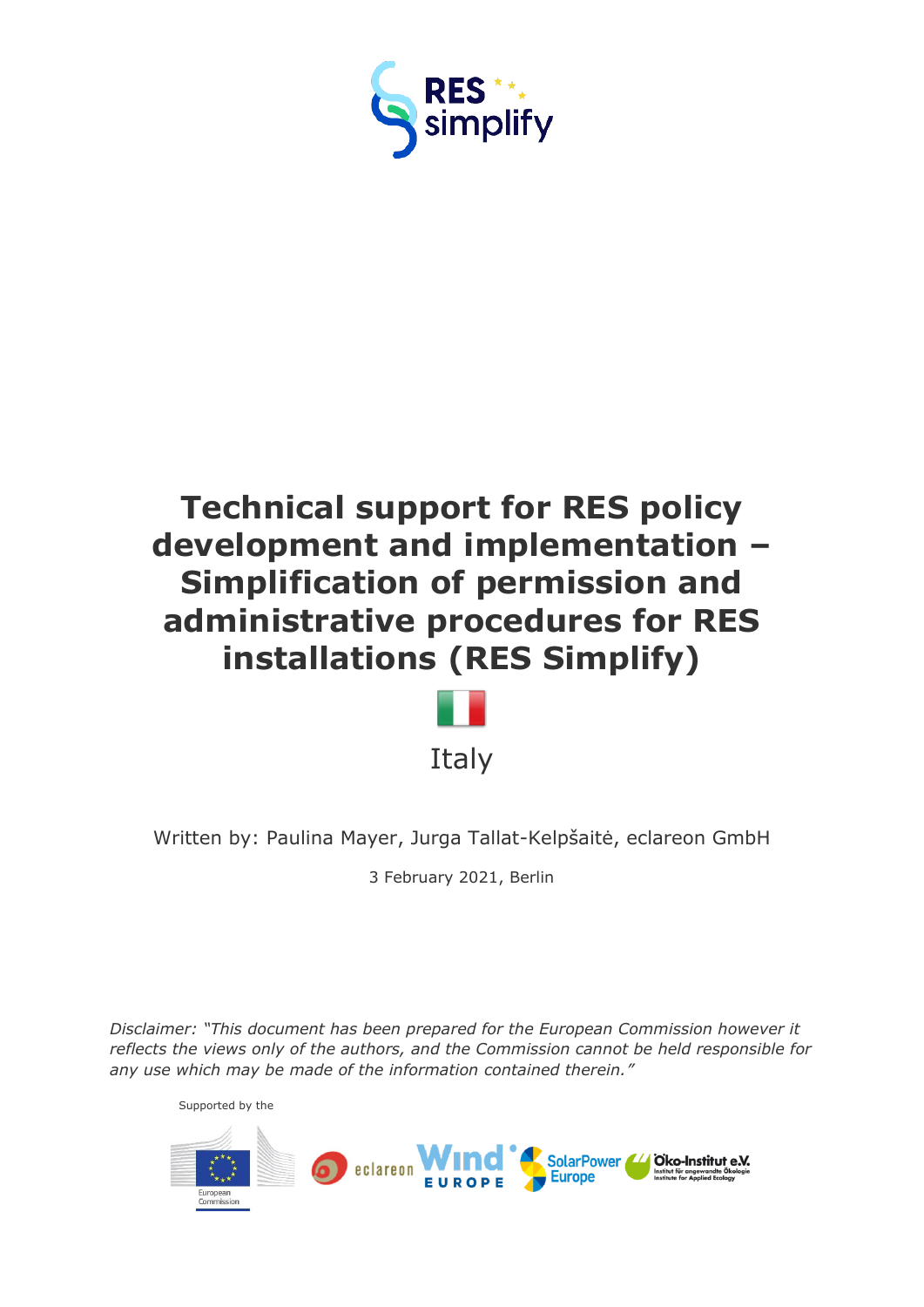RES simplify

# Technical support for RES policy development and implementation – Simplification of permission and administrative procedures for RES installations (RES Simplify)

Italy

Written by: Paulina Mayer, Jurga Tallat-Kelpšaitė, eclareon GmbH

3 February 2021, Berlin

*Disclaimer: "This document has been prepared for the European Commission however it reflects the views only of the authors, and the Commission cannot be held responsible for any use which may be made of the information contained therein."*

Supported by the

European Commission

eclareon WindEurope SolarPower Europe Öko-Institut e.V.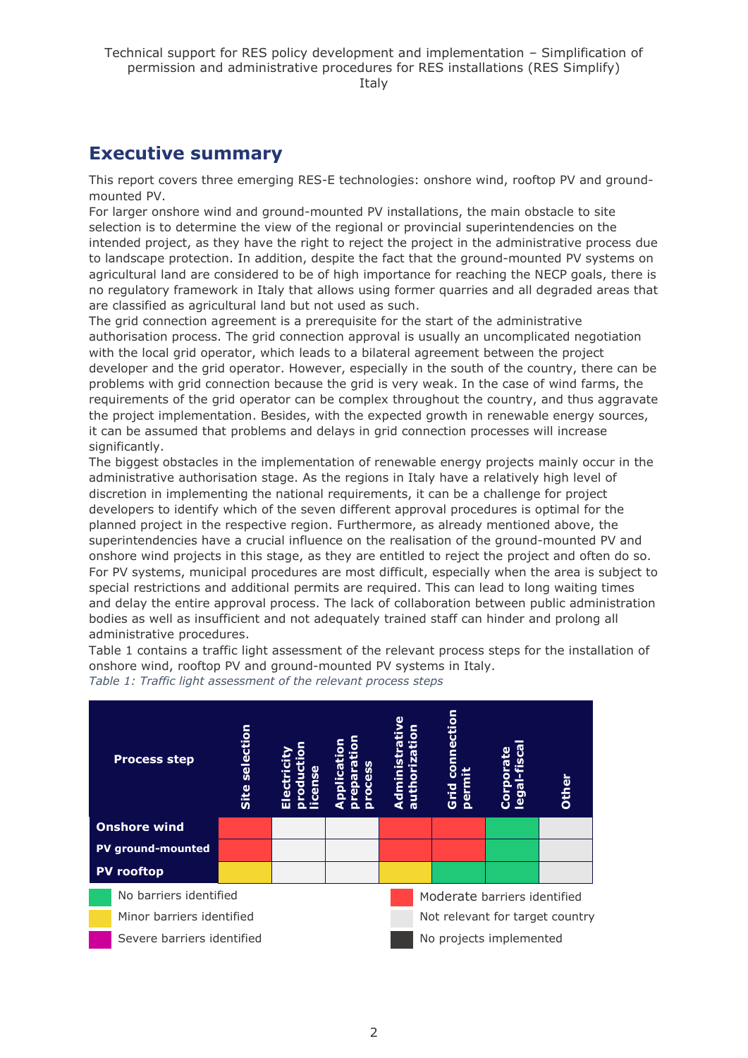## Executive summary

This report covers three emerging RES-E technologies: onshore wind, rooftop PV and ground-mounted PV.

For larger onshore wind and ground-mounted PV installations, the main obstacle to site selection is to determine the view of the regional or provincial superintendencies on the intended project, as they have the right to reject the project in the administrative process due to landscape protection. In addition, despite the fact that the ground-mounted PV systems on agricultural land are considered to be of high importance for reaching the NECP goals, there is no regulatory framework in Italy that allows using former quarries and all degraded areas that are classified as agricultural land but not used as such.

The grid connection agreement is a prerequisite for the start of the administrative authorisation process. The grid connection approval is usually an uncomplicated negotiation with the local grid operator, which leads to a bilateral agreement between the project developer and the grid operator. However, especially in the south of the country, there can be problems with grid connection because the grid is very weak. In the case of wind farms, the requirements of the grid operator can be complex throughout the country, and thus aggravate the project implementation. Besides, with the expected growth in renewable energy sources, it can be assumed that problems and delays in grid connection processes will increase significantly.

The biggest obstacles in the implementation of renewable energy projects mainly occur in the administrative authorisation stage. As the regions in Italy have a relatively high level of discretion in implementing the national requirements, it can be a challenge for project developers to identify which of the seven different approval procedures is optimal for the planned project in the respective region. Furthermore, as already mentioned above, the superintendencies have a crucial influence on the realisation of the ground-mounted PV and onshore wind projects in this stage, as they are entitled to reject the project and often do so. For PV systems, municipal procedures are most difficult, especially when the area is subject to special restrictions and additional permits are required. This can lead to long waiting times and delay the entire approval process. The lack of collaboration between public administration bodies as well as insufficient and not adequately trained staff can hinder and prolong all administrative procedures.

Table 1 contains a traffic light assessment of the relevant process steps for the installation of onshore wind, rooftop PV and ground-mounted PV systems in Italy.

*Table 1: Traffic light assessment of the relevant process steps*

| Process step | Site selection | Electricity production license | Application preparation process | Administrative authorization | Grid connection permit | Corporate legal-fiscal | Other |
|---|---|---|---|---|---|---|---|
| **Onshore wind** | Moderate barriers identified | Not relevant for target country | Not relevant for target country | Moderate barriers identified | Moderate barriers identified | No barriers identified | Not relevant for target country |
| **PV ground-mounted** | Moderate barriers identified | Not relevant for target country | Not relevant for target country | Moderate barriers identified | Moderate barriers identified | No barriers identified | Not relevant for target country |
| **PV rooftop** | Minor barriers identified | Not relevant for target country | Not relevant for target country | Minor barriers identified | No barriers identified | No barriers identified | Not relevant for target country |

Legend: No barriers identified (green); Minor barriers identified (yellow); Severe barriers identified (magenta); Moderate barriers identified (red); Not relevant for target country (light grey); No projects implemented (dark grey)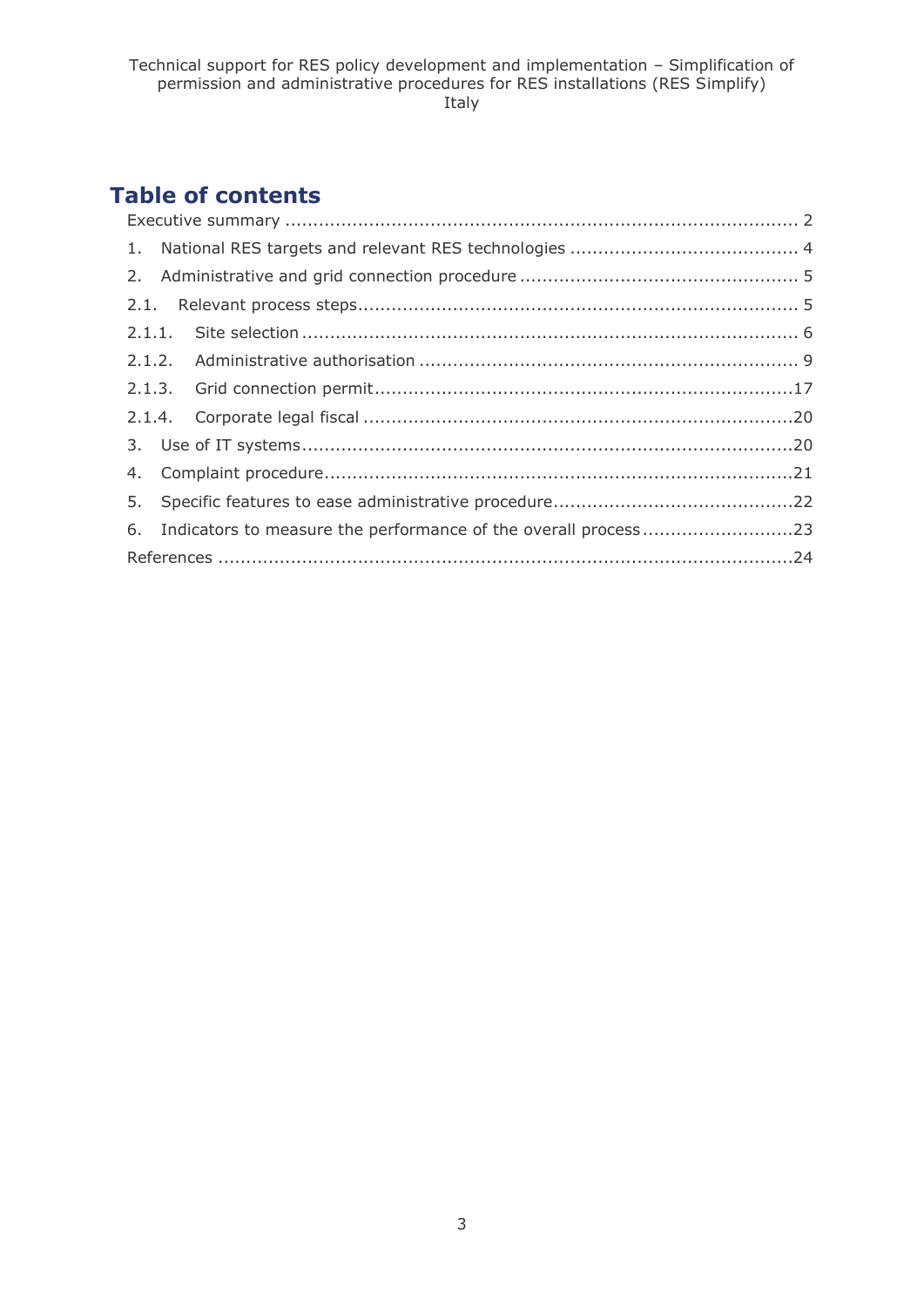# Table of contents

Executive summary ........................................................................................... 2

1. National RES targets and relevant RES technologies ........................................ 4
2. Administrative and grid connection procedure ................................................. 5

2.1. Relevant process steps............................................................................. 5

2.1.1. Site selection ........................................................................................ 6

2.1.2. Administrative authorisation ................................................................... 9

2.1.3. Grid connection permit..........................................................................17

2.1.4. Corporate legal fiscal ............................................................................20

3. Use of IT systems.......................................................................................20
4. Complaint procedure...................................................................................21
5. Specific features to ease administrative procedure..........................................22
6. Indicators to measure the performance of the overall process ...........................23

References .....................................................................................................24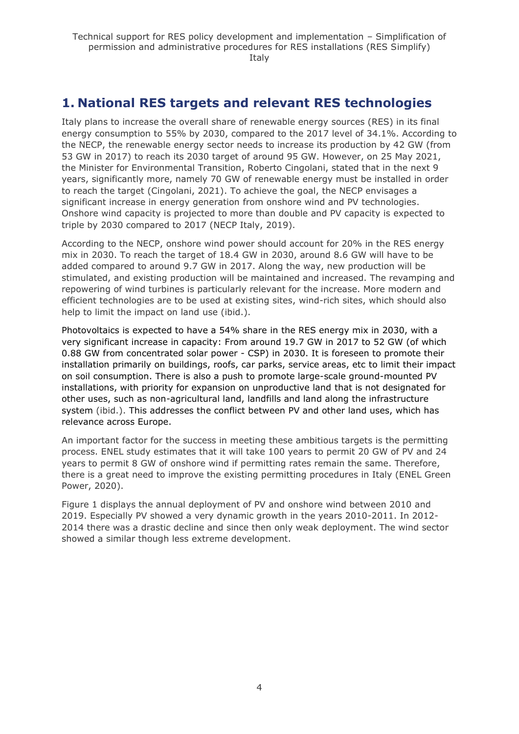# 1. National RES targets and relevant RES technologies

Italy plans to increase the overall share of renewable energy sources (RES) in its final energy consumption to 55% by 2030, compared to the 2017 level of 34.1%. According to the NECP, the renewable energy sector needs to increase its production by 42 GW (from 53 GW in 2017) to reach its 2030 target of around 95 GW. However, on 25 May 2021, the Minister for Environmental Transition, Roberto Cingolani, stated that in the next 9 years, significantly more, namely 70 GW of renewable energy must be installed in order to reach the target (Cingolani, 2021). To achieve the goal, the NECP envisages a significant increase in energy generation from onshore wind and PV technologies. Onshore wind capacity is projected to more than double and PV capacity is expected to triple by 2030 compared to 2017 (NECP Italy, 2019).

According to the NECP, onshore wind power should account for 20% in the RES energy mix in 2030. To reach the target of 18.4 GW in 2030, around 8.6 GW will have to be added compared to around 9.7 GW in 2017. Along the way, new production will be stimulated, and existing production will be maintained and increased. The revamping and repowering of wind turbines is particularly relevant for the increase. More modern and efficient technologies are to be used at existing sites, wind-rich sites, which should also help to limit the impact on land use (ibid.).

Photovoltaics is expected to have a 54% share in the RES energy mix in 2030, with a very significant increase in capacity: From around 19.7 GW in 2017 to 52 GW (of which 0.88 GW from concentrated solar power - CSP) in 2030. It is foreseen to promote their installation primarily on buildings, roofs, car parks, service areas, etc to limit their impact on soil consumption. There is also a push to promote large-scale ground-mounted PV installations, with priority for expansion on unproductive land that is not designated for other uses, such as non-agricultural land, landfills and land along the infrastructure system (ibid.). This addresses the conflict between PV and other land uses, which has relevance across Europe.

An important factor for the success in meeting these ambitious targets is the permitting process. ENEL study estimates that it will take 100 years to permit 20 GW of PV and 24 years to permit 8 GW of onshore wind if permitting rates remain the same. Therefore, there is a great need to improve the existing permitting procedures in Italy (ENEL Green Power, 2020).

Figure 1 displays the annual deployment of PV and onshore wind between 2010 and 2019. Especially PV showed a very dynamic growth in the years 2010-2011. In 2012-2014 there was a drastic decline and since then only weak deployment. The wind sector showed a similar though less extreme development.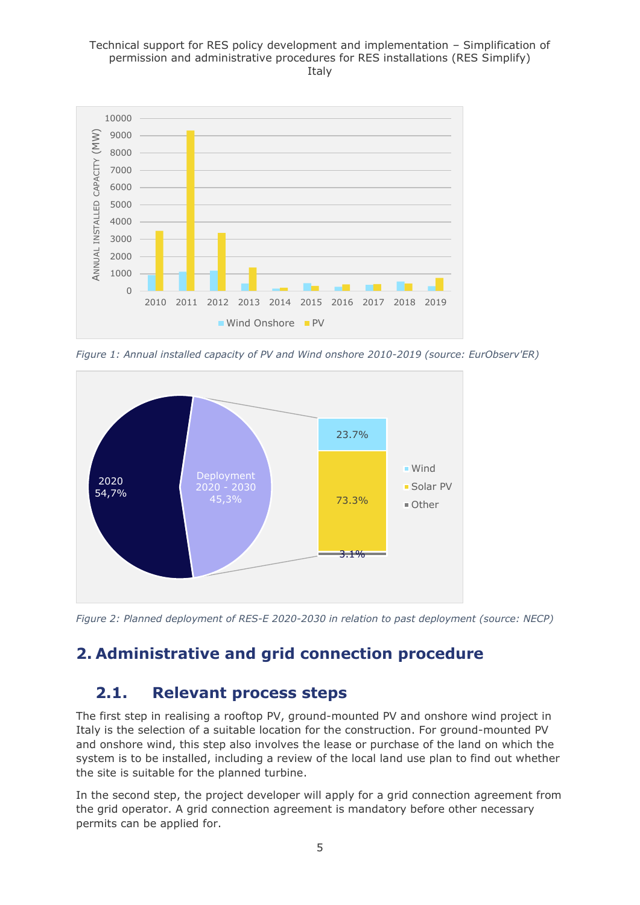*Figure 1: Annual installed capacity of PV and Wind onshore 2010-2019 (source: EurObserv'ER)*

*Figure 2: Planned deployment of RES-E 2020-2030 in relation to past deployment (source: NECP)*

## 2. Administrative and grid connection procedure

### 2.1. Relevant process steps

The first step in realising a rooftop PV, ground-mounted PV and onshore wind project in Italy is the selection of a suitable location for the construction. For ground-mounted PV and onshore wind, this step also involves the lease or purchase of the land on which the system is to be installed, including a review of the local land use plan to find out whether the site is suitable for the planned turbine.

In the second step, the project developer will apply for a grid connection agreement from the grid operator. A grid connection agreement is mandatory before other necessary permits can be applied for.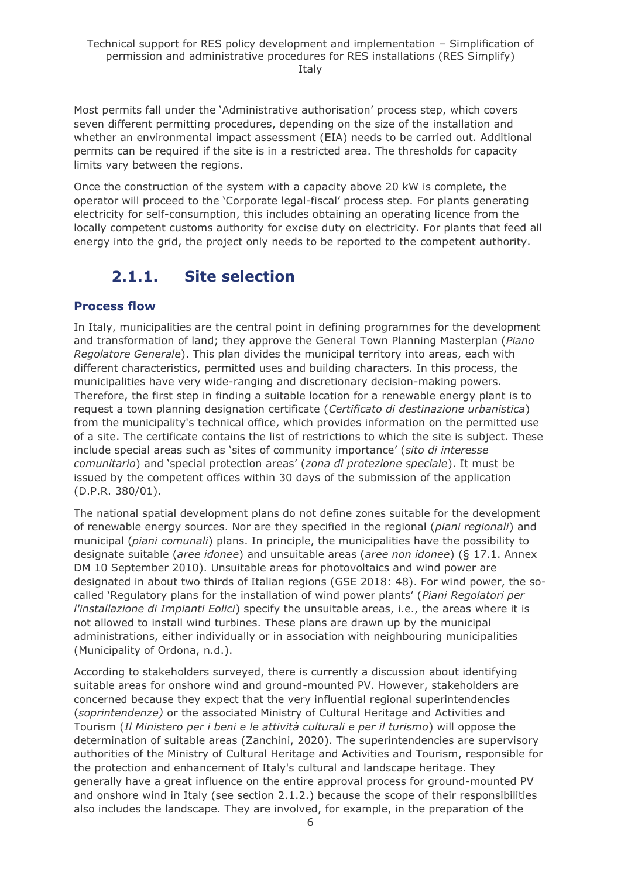Most permits fall under the 'Administrative authorisation' process step, which covers seven different permitting procedures, depending on the size of the installation and whether an environmental impact assessment (EIA) needs to be carried out. Additional permits can be required if the site is in a restricted area. The thresholds for capacity limits vary between the regions.

Once the construction of the system with a capacity above 20 kW is complete, the operator will proceed to the 'Corporate legal-fiscal' process step. For plants generating electricity for self-consumption, this includes obtaining an operating licence from the locally competent customs authority for excise duty on electricity. For plants that feed all energy into the grid, the project only needs to be reported to the competent authority.

### 2.1.1. Site selection

#### Process flow

In Italy, municipalities are the central point in defining programmes for the development and transformation of land; they approve the General Town Planning Masterplan (*Piano Regolatore Generale*). This plan divides the municipal territory into areas, each with different characteristics, permitted uses and building characters. In this process, the municipalities have very wide-ranging and discretionary decision-making powers. Therefore, the first step in finding a suitable location for a renewable energy plant is to request a town planning designation certificate (*Certificato di destinazione urbanistica*) from the municipality's technical office, which provides information on the permitted use of a site. The certificate contains the list of restrictions to which the site is subject. These include special areas such as 'sites of community importance' (*sito di interesse comunitario*) and 'special protection areas' (*zona di protezione speciale*). It must be issued by the competent offices within 30 days of the submission of the application (D.P.R. 380/01).

The national spatial development plans do not define zones suitable for the development of renewable energy sources. Nor are they specified in the regional (*piani regionali*) and municipal (*piani comunali*) plans. In principle, the municipalities have the possibility to designate suitable (*aree idonee*) and unsuitable areas (*aree non idonee*) (§ 17.1. Annex DM 10 September 2010). Unsuitable areas for photovoltaics and wind power are designated in about two thirds of Italian regions (GSE 2018: 48). For wind power, the so-called 'Regulatory plans for the installation of wind power plants' (*Piani Regolatori per l'installazione di Impianti Eolici*) specify the unsuitable areas, i.e., the areas where it is not allowed to install wind turbines. These plans are drawn up by the municipal administrations, either individually or in association with neighbouring municipalities (Municipality of Ordona, n.d.).

According to stakeholders surveyed, there is currently a discussion about identifying suitable areas for onshore wind and ground-mounted PV. However, stakeholders are concerned because they expect that the very influential regional superintendencies (*soprintendenze)* or the associated Ministry of Cultural Heritage and Activities and Tourism (*Il Ministero per i beni e le attività culturali e per il turismo*) will oppose the determination of suitable areas (Zanchini, 2020). The superintendencies are supervisory authorities of the Ministry of Cultural Heritage and Activities and Tourism, responsible for the protection and enhancement of Italy's cultural and landscape heritage. They generally have a great influence on the entire approval process for ground-mounted PV and onshore wind in Italy (see section 2.1.2.) because the scope of their responsibilities also includes the landscape. They are involved, for example, in the preparation of the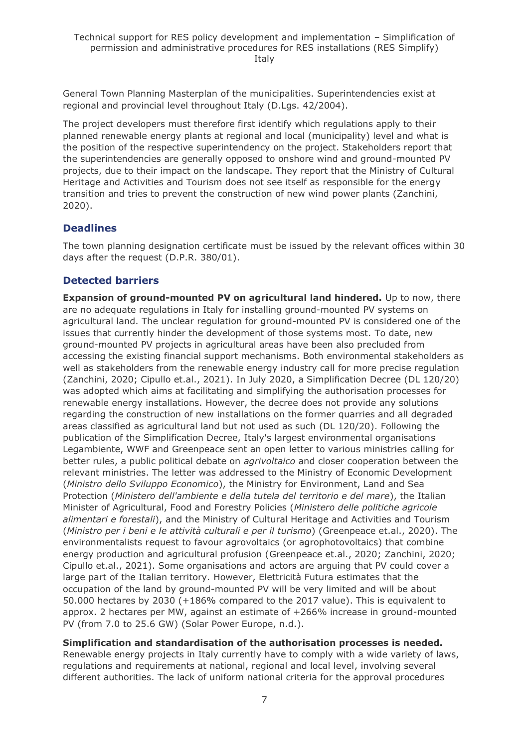General Town Planning Masterplan of the municipalities. Superintendencies exist at regional and provincial level throughout Italy (D.Lgs. 42/2004).

The project developers must therefore first identify which regulations apply to their planned renewable energy plants at regional and local (municipality) level and what is the position of the respective superintendency on the project. Stakeholders report that the superintendencies are generally opposed to onshore wind and ground-mounted PV projects, due to their impact on the landscape. They report that the Ministry of Cultural Heritage and Activities and Tourism does not see itself as responsible for the energy transition and tries to prevent the construction of new wind power plants (Zanchini, 2020).

### Deadlines

The town planning designation certificate must be issued by the relevant offices within 30 days after the request (D.P.R. 380/01).

### Detected barriers

**Expansion of ground-mounted PV on agricultural land hindered.** Up to now, there are no adequate regulations in Italy for installing ground-mounted PV systems on agricultural land. The unclear regulation for ground-mounted PV is considered one of the issues that currently hinder the development of those systems most. To date, new ground-mounted PV projects in agricultural areas have been also precluded from accessing the existing financial support mechanisms. Both environmental stakeholders as well as stakeholders from the renewable energy industry call for more precise regulation (Zanchini, 2020; Cipullo et.al., 2021). In July 2020, a Simplification Decree (DL 120/20) was adopted which aims at facilitating and simplifying the authorisation processes for renewable energy installations. However, the decree does not provide any solutions regarding the construction of new installations on the former quarries and all degraded areas classified as agricultural land but not used as such (DL 120/20). Following the publication of the Simplification Decree, Italy's largest environmental organisations Legambiente, WWF and Greenpeace sent an open letter to various ministries calling for better rules, a public political debate on *agrivoltaico* and closer cooperation between the relevant ministries. The letter was addressed to the Ministry of Economic Development (*Ministro dello Sviluppo Economico*), the Ministry for Environment, Land and Sea Protection (*Ministero dell'ambiente e della tutela del territorio e del mare*), the Italian Minister of Agricultural, Food and Forestry Policies (*Ministero delle politiche agricole alimentari e forestali*), and the Ministry of Cultural Heritage and Activities and Tourism (*Ministro per i beni e le attività culturali e per il turismo*) (Greenpeace et.al., 2020). The environmentalists request to favour agrovoltaics (or agrophotovoltaics) that combine energy production and agricultural profusion (Greenpeace et.al., 2020; Zanchini, 2020; Cipullo et.al., 2021). Some organisations and actors are arguing that PV could cover a large part of the Italian territory. However, Elettricità Futura estimates that the occupation of the land by ground-mounted PV will be very limited and will be about 50.000 hectares by 2030 (+186% compared to the 2017 value). This is equivalent to approx. 2 hectares per MW, against an estimate of +266% increase in ground-mounted PV (from 7.0 to 25.6 GW) (Solar Power Europe, n.d.).

**Simplification and standardisation of the authorisation processes is needed.** Renewable energy projects in Italy currently have to comply with a wide variety of laws, regulations and requirements at national, regional and local level, involving several different authorities. The lack of uniform national criteria for the approval procedures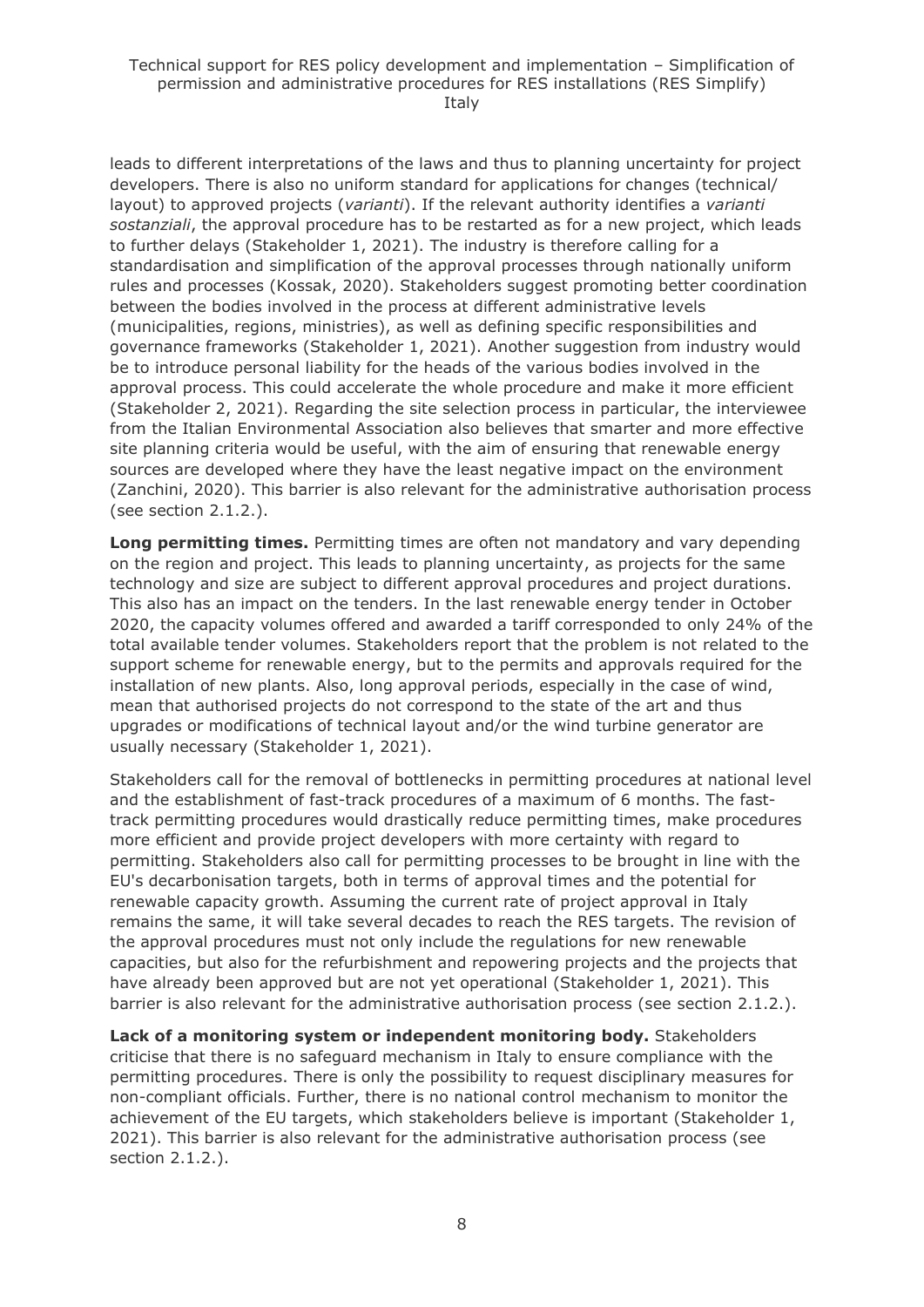leads to different interpretations of the laws and thus to planning uncertainty for project developers. There is also no uniform standard for applications for changes (technical/ layout) to approved projects (*varianti*). If the relevant authority identifies a *varianti sostanziali*, the approval procedure has to be restarted as for a new project, which leads to further delays (Stakeholder 1, 2021). The industry is therefore calling for a standardisation and simplification of the approval processes through nationally uniform rules and processes (Kossak, 2020). Stakeholders suggest promoting better coordination between the bodies involved in the process at different administrative levels (municipalities, regions, ministries), as well as defining specific responsibilities and governance frameworks (Stakeholder 1, 2021). Another suggestion from industry would be to introduce personal liability for the heads of the various bodies involved in the approval process. This could accelerate the whole procedure and make it more efficient (Stakeholder 2, 2021). Regarding the site selection process in particular, the interviewee from the Italian Environmental Association also believes that smarter and more effective site planning criteria would be useful, with the aim of ensuring that renewable energy sources are developed where they have the least negative impact on the environment (Zanchini, 2020). This barrier is also relevant for the administrative authorisation process (see section 2.1.2.).

**Long permitting times.** Permitting times are often not mandatory and vary depending on the region and project. This leads to planning uncertainty, as projects for the same technology and size are subject to different approval procedures and project durations. This also has an impact on the tenders. In the last renewable energy tender in October 2020, the capacity volumes offered and awarded a tariff corresponded to only 24% of the total available tender volumes. Stakeholders report that the problem is not related to the support scheme for renewable energy, but to the permits and approvals required for the installation of new plants. Also, long approval periods, especially in the case of wind, mean that authorised projects do not correspond to the state of the art and thus upgrades or modifications of technical layout and/or the wind turbine generator are usually necessary (Stakeholder 1, 2021).

Stakeholders call for the removal of bottlenecks in permitting procedures at national level and the establishment of fast-track procedures of a maximum of 6 months. The fast-track permitting procedures would drastically reduce permitting times, make procedures more efficient and provide project developers with more certainty with regard to permitting. Stakeholders also call for permitting processes to be brought in line with the EU's decarbonisation targets, both in terms of approval times and the potential for renewable capacity growth. Assuming the current rate of project approval in Italy remains the same, it will take several decades to reach the RES targets. The revision of the approval procedures must not only include the regulations for new renewable capacities, but also for the refurbishment and repowering projects and the projects that have already been approved but are not yet operational (Stakeholder 1, 2021). This barrier is also relevant for the administrative authorisation process (see section 2.1.2.).

**Lack of a monitoring system or independent monitoring body.** Stakeholders criticise that there is no safeguard mechanism in Italy to ensure compliance with the permitting procedures. There is only the possibility to request disciplinary measures for non-compliant officials. Further, there is no national control mechanism to monitor the achievement of the EU targets, which stakeholders believe is important (Stakeholder 1, 2021). This barrier is also relevant for the administrative authorisation process (see section 2.1.2.).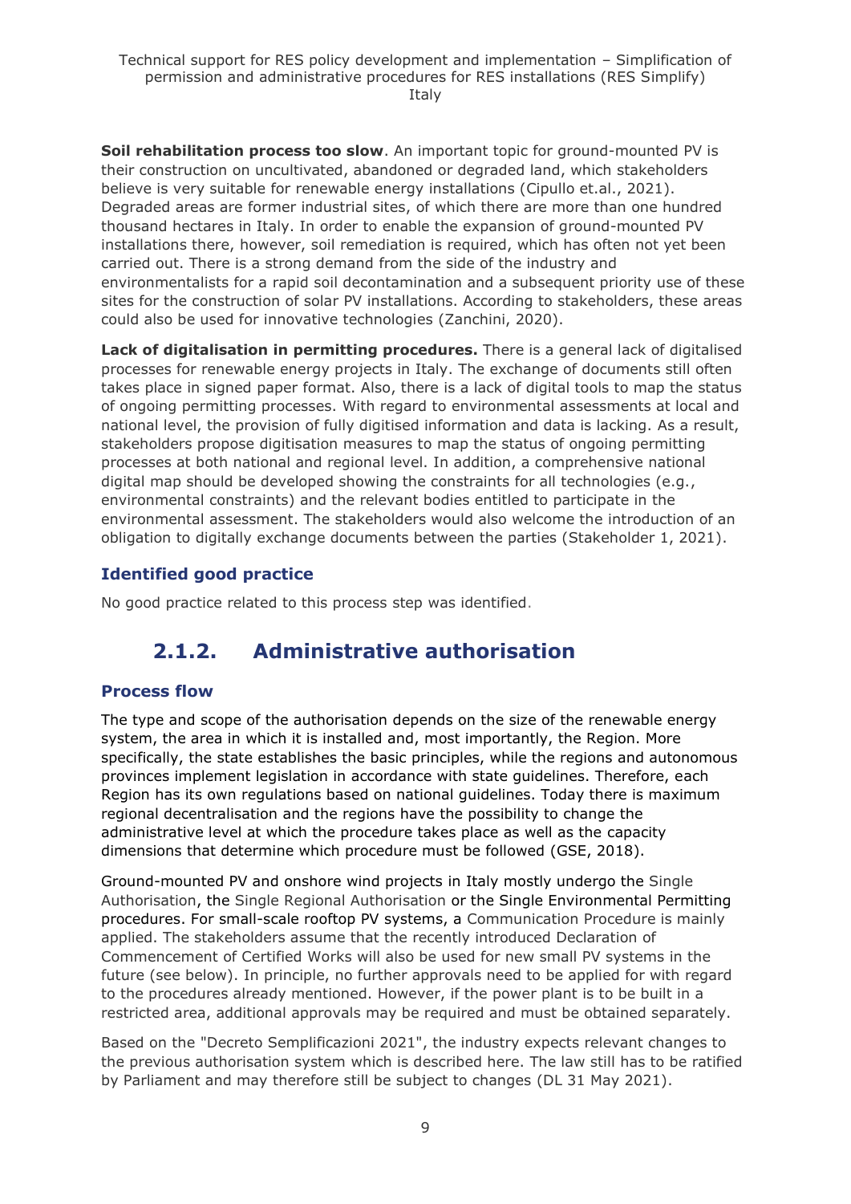**Soil rehabilitation process too slow**. An important topic for ground-mounted PV is their construction on uncultivated, abandoned or degraded land, which stakeholders believe is very suitable for renewable energy installations (Cipullo et.al., 2021). Degraded areas are former industrial sites, of which there are more than one hundred thousand hectares in Italy. In order to enable the expansion of ground-mounted PV installations there, however, soil remediation is required, which has often not yet been carried out. There is a strong demand from the side of the industry and environmentalists for a rapid soil decontamination and a subsequent priority use of these sites for the construction of solar PV installations. According to stakeholders, these areas could also be used for innovative technologies (Zanchini, 2020).

**Lack of digitalisation in permitting procedures.** There is a general lack of digitalised processes for renewable energy projects in Italy. The exchange of documents still often takes place in signed paper format. Also, there is a lack of digital tools to map the status of ongoing permitting processes. With regard to environmental assessments at local and national level, the provision of fully digitised information and data is lacking. As a result, stakeholders propose digitisation measures to map the status of ongoing permitting processes at both national and regional level. In addition, a comprehensive national digital map should be developed showing the constraints for all technologies (e.g., environmental constraints) and the relevant bodies entitled to participate in the environmental assessment. The stakeholders would also welcome the introduction of an obligation to digitally exchange documents between the parties (Stakeholder 1, 2021).

### Identified good practice

No good practice related to this process step was identified.

## 2.1.2. Administrative authorisation

### Process flow

The type and scope of the authorisation depends on the size of the renewable energy system, the area in which it is installed and, most importantly, the Region. More specifically, the state establishes the basic principles, while the regions and autonomous provinces implement legislation in accordance with state guidelines. Therefore, each Region has its own regulations based on national guidelines. Today there is maximum regional decentralisation and the regions have the possibility to change the administrative level at which the procedure takes place as well as the capacity dimensions that determine which procedure must be followed (GSE, 2018).

Ground-mounted PV and onshore wind projects in Italy mostly undergo the Single Authorisation, the Single Regional Authorisation or the Single Environmental Permitting procedures. For small-scale rooftop PV systems, a Communication Procedure is mainly applied. The stakeholders assume that the recently introduced Declaration of Commencement of Certified Works will also be used for new small PV systems in the future (see below). In principle, no further approvals need to be applied for with regard to the procedures already mentioned. However, if the power plant is to be built in a restricted area, additional approvals may be required and must be obtained separately.

Based on the "Decreto Semplificazioni 2021", the industry expects relevant changes to the previous authorisation system which is described here. The law still has to be ratified by Parliament and may therefore still be subject to changes (DL 31 May 2021).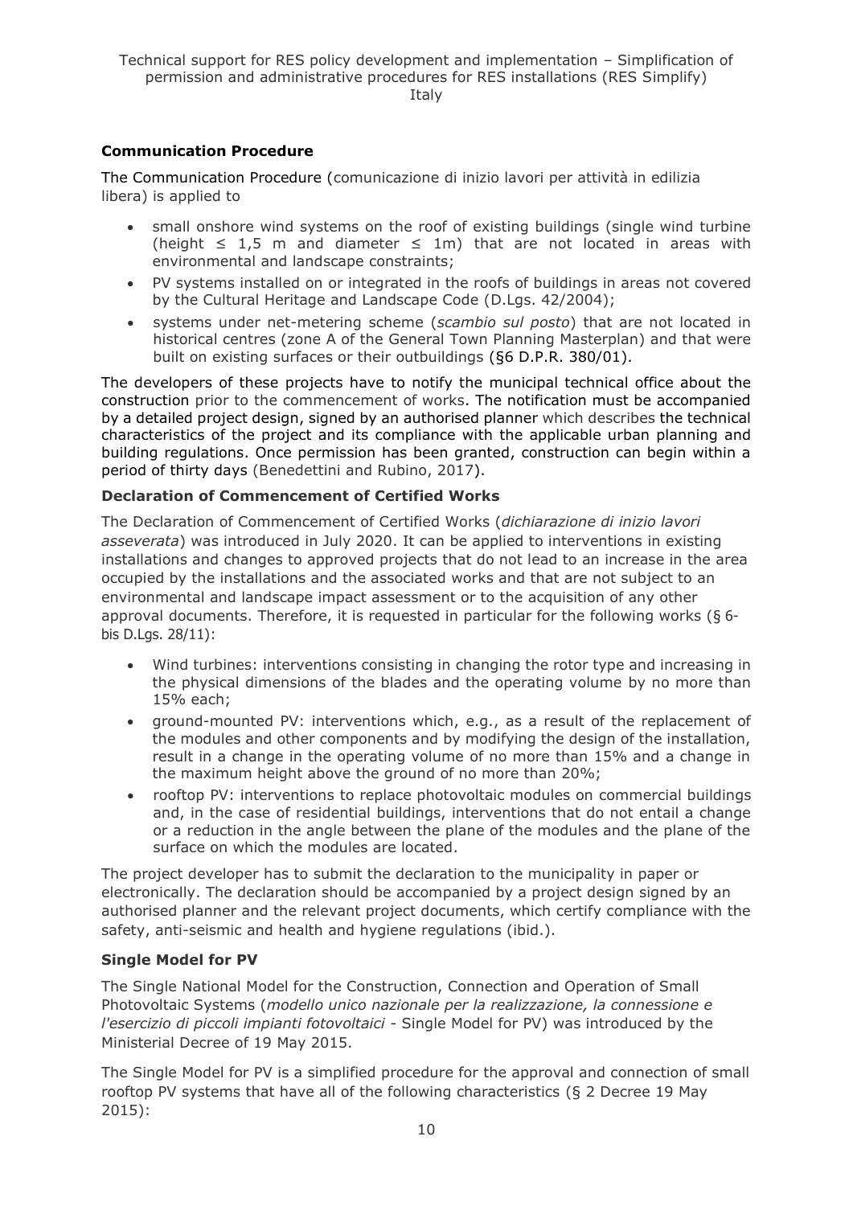### Communication Procedure

The Communication Procedure (comunicazione di inizio lavori per attività in edilizia libera) is applied to

- small onshore wind systems on the roof of existing buildings (single wind turbine (height ≤ 1,5 m and diameter ≤ 1m) that are not located in areas with environmental and landscape constraints;
- PV systems installed on or integrated in the roofs of buildings in areas not covered by the Cultural Heritage and Landscape Code (D.Lgs. 42/2004);
- systems under net-metering scheme (*scambio sul posto*) that are not located in historical centres (zone A of the General Town Planning Masterplan) and that were built on existing surfaces or their outbuildings (§6 D.P.R. 380/01).

The developers of these projects have to notify the municipal technical office about the construction prior to the commencement of works. The notification must be accompanied by a detailed project design, signed by an authorised planner which describes the technical characteristics of the project and its compliance with the applicable urban planning and building regulations. Once permission has been granted, construction can begin within a period of thirty days (Benedettini and Rubino, 2017).

### Declaration of Commencement of Certified Works

The Declaration of Commencement of Certified Works (*dichiarazione di inizio lavori asseverata*) was introduced in July 2020. It can be applied to interventions in existing installations and changes to approved projects that do not lead to an increase in the area occupied by the installations and the associated works and that are not subject to an environmental and landscape impact assessment or to the acquisition of any other approval documents. Therefore, it is requested in particular for the following works (§ 6-bis D.Lgs. 28/11):

- Wind turbines: interventions consisting in changing the rotor type and increasing in the physical dimensions of the blades and the operating volume by no more than 15% each;
- ground-mounted PV: interventions which, e.g., as a result of the replacement of the modules and other components and by modifying the design of the installation, result in a change in the operating volume of no more than 15% and a change in the maximum height above the ground of no more than 20%;
- rooftop PV: interventions to replace photovoltaic modules on commercial buildings and, in the case of residential buildings, interventions that do not entail a change or a reduction in the angle between the plane of the modules and the plane of the surface on which the modules are located.

The project developer has to submit the declaration to the municipality in paper or electronically. The declaration should be accompanied by a project design signed by an authorised planner and the relevant project documents, which certify compliance with the safety, anti-seismic and health and hygiene regulations (ibid.).

### Single Model for PV

The Single National Model for the Construction, Connection and Operation of Small Photovoltaic Systems (*modello unico nazionale per la realizzazione, la connessione e l'esercizio di piccoli impianti fotovoltaici* - Single Model for PV) was introduced by the Ministerial Decree of 19 May 2015.

The Single Model for PV is a simplified procedure for the approval and connection of small rooftop PV systems that have all of the following characteristics (§ 2 Decree 19 May 2015):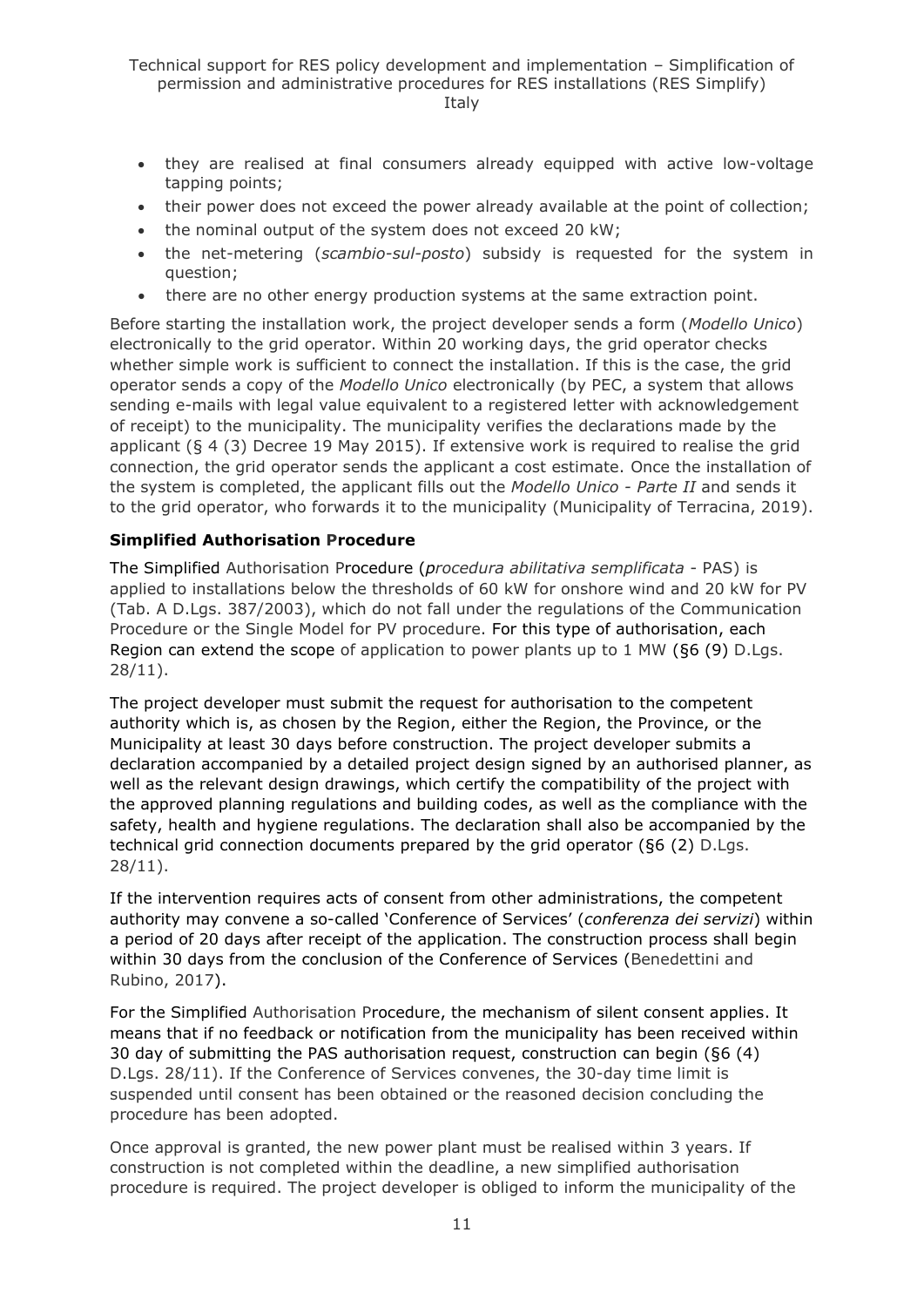- they are realised at final consumers already equipped with active low-voltage tapping points;
- their power does not exceed the power already available at the point of collection;
- the nominal output of the system does not exceed 20 kW;
- the net-metering (*scambio-sul-posto*) subsidy is requested for the system in question;
- there are no other energy production systems at the same extraction point.

Before starting the installation work, the project developer sends a form (*Modello Unico*) electronically to the grid operator. Within 20 working days, the grid operator checks whether simple work is sufficient to connect the installation. If this is the case, the grid operator sends a copy of the *Modello Unico* electronically (by PEC, a system that allows sending e-mails with legal value equivalent to a registered letter with acknowledgement of receipt) to the municipality. The municipality verifies the declarations made by the applicant (§ 4 (3) Decree 19 May 2015). If extensive work is required to realise the grid connection, the grid operator sends the applicant a cost estimate. Once the installation of the system is completed, the applicant fills out the *Modello Unico - Parte II* and sends it to the grid operator, who forwards it to the municipality (Municipality of Terracina, 2019).

**Simplified Authorisation Procedure**

The Simplified Authorisation Procedure (*procedura abilitativa semplificata* - PAS) is applied to installations below the thresholds of 60 kW for onshore wind and 20 kW for PV (Tab. A D.Lgs. 387/2003), which do not fall under the regulations of the Communication Procedure or the Single Model for PV procedure. For this type of authorisation, each Region can extend the scope of application to power plants up to 1 MW (§6 (9) D.Lgs. 28/11).

The project developer must submit the request for authorisation to the competent authority which is, as chosen by the Region, either the Region, the Province, or the Municipality at least 30 days before construction. The project developer submits a declaration accompanied by a detailed project design signed by an authorised planner, as well as the relevant design drawings, which certify the compatibility of the project with the approved planning regulations and building codes, as well as the compliance with the safety, health and hygiene regulations. The declaration shall also be accompanied by the technical grid connection documents prepared by the grid operator (§6 (2) D.Lgs. 28/11).

If the intervention requires acts of consent from other administrations, the competent authority may convene a so-called 'Conference of Services' (*conferenza dei servizi*) within a period of 20 days after receipt of the application. The construction process shall begin within 30 days from the conclusion of the Conference of Services (Benedettini and Rubino, 2017).

For the Simplified Authorisation Procedure, the mechanism of silent consent applies. It means that if no feedback or notification from the municipality has been received within 30 day of submitting the PAS authorisation request, construction can begin (§6 (4) D.Lgs. 28/11). If the Conference of Services convenes, the 30-day time limit is suspended until consent has been obtained or the reasoned decision concluding the procedure has been adopted.

Once approval is granted, the new power plant must be realised within 3 years. If construction is not completed within the deadline, a new simplified authorisation procedure is required. The project developer is obliged to inform the municipality of the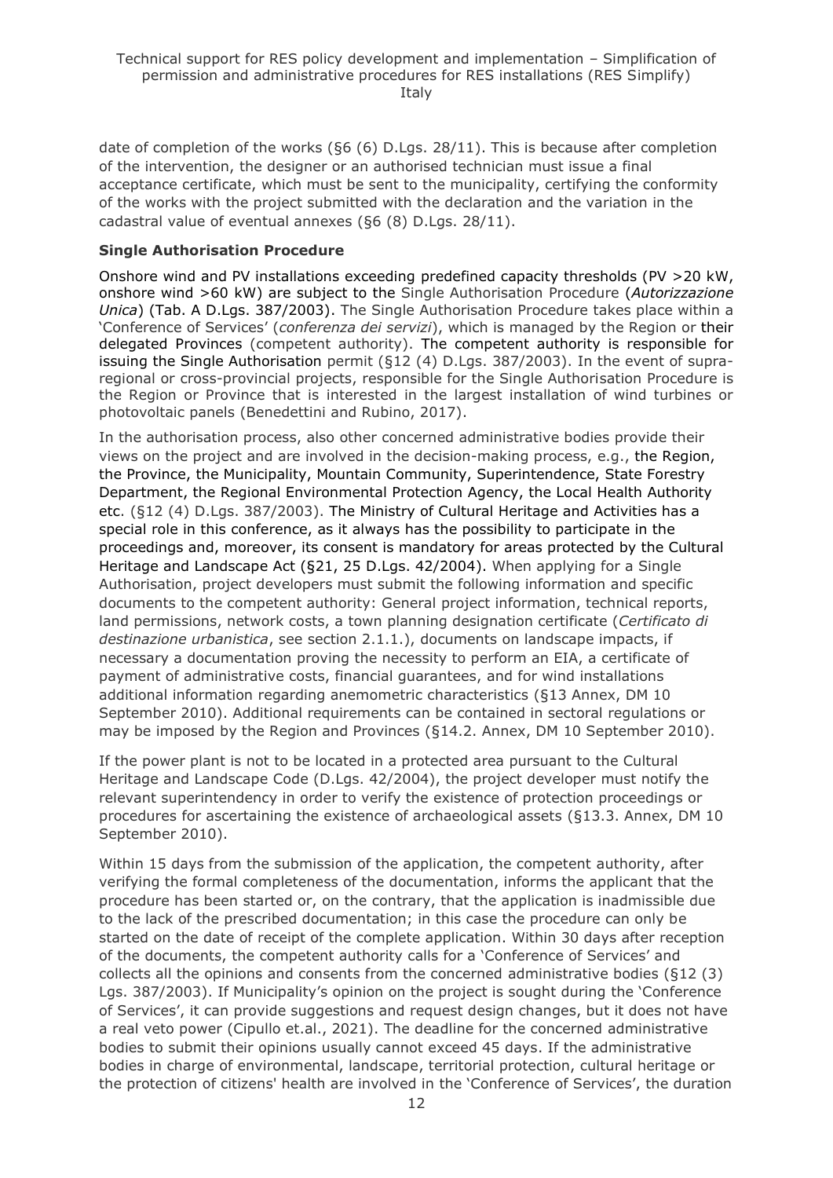date of completion of the works (§6 (6) D.Lgs. 28/11). This is because after completion of the intervention, the designer or an authorised technician must issue a final acceptance certificate, which must be sent to the municipality, certifying the conformity of the works with the project submitted with the declaration and the variation in the cadastral value of eventual annexes (§6 (8) D.Lgs. 28/11).

**Single Authorisation Procedure**

Onshore wind and PV installations exceeding predefined capacity thresholds (PV >20 kW, onshore wind >60 kW) are subject to the Single Authorisation Procedure (*Autorizzazione Unica*) (Tab. A D.Lgs. 387/2003). The Single Authorisation Procedure takes place within a 'Conference of Services' (*conferenza dei servizi*), which is managed by the Region or their delegated Provinces (competent authority). The competent authority is responsible for issuing the Single Authorisation permit (§12 (4) D.Lgs. 387/2003). In the event of supra-regional or cross-provincial projects, responsible for the Single Authorisation Procedure is the Region or Province that is interested in the largest installation of wind turbines or photovoltaic panels (Benedettini and Rubino, 2017).

In the authorisation process, also other concerned administrative bodies provide their views on the project and are involved in the decision-making process, e.g., the Region, the Province, the Municipality, Mountain Community, Superintendence, State Forestry Department, the Regional Environmental Protection Agency, the Local Health Authority etc. (§12 (4) D.Lgs. 387/2003). The Ministry of Cultural Heritage and Activities has a special role in this conference, as it always has the possibility to participate in the proceedings and, moreover, its consent is mandatory for areas protected by the Cultural Heritage and Landscape Act (§21, 25 D.Lgs. 42/2004). When applying for a Single Authorisation, project developers must submit the following information and specific documents to the competent authority: General project information, technical reports, land permissions, network costs, a town planning designation certificate (*Certificato di destinazione urbanistica*, see section 2.1.1.), documents on landscape impacts, if necessary a documentation proving the necessity to perform an EIA, a certificate of payment of administrative costs, financial guarantees, and for wind installations additional information regarding anemometric characteristics (§13 Annex, DM 10 September 2010). Additional requirements can be contained in sectoral regulations or may be imposed by the Region and Provinces (§14.2. Annex, DM 10 September 2010).

If the power plant is not to be located in a protected area pursuant to the Cultural Heritage and Landscape Code (D.Lgs. 42/2004), the project developer must notify the relevant superintendency in order to verify the existence of protection proceedings or procedures for ascertaining the existence of archaeological assets (§13.3. Annex, DM 10 September 2010).

Within 15 days from the submission of the application, the competent authority, after verifying the formal completeness of the documentation, informs the applicant that the procedure has been started or, on the contrary, that the application is inadmissible due to the lack of the prescribed documentation; in this case the procedure can only be started on the date of receipt of the complete application. Within 30 days after reception of the documents, the competent authority calls for a 'Conference of Services' and collects all the opinions and consents from the concerned administrative bodies (§12 (3) Lgs. 387/2003). If Municipality's opinion on the project is sought during the 'Conference of Services', it can provide suggestions and request design changes, but it does not have a real veto power (Cipullo et.al., 2021). The deadline for the concerned administrative bodies to submit their opinions usually cannot exceed 45 days. If the administrative bodies in charge of environmental, landscape, territorial protection, cultural heritage or the protection of citizens' health are involved in the 'Conference of Services', the duration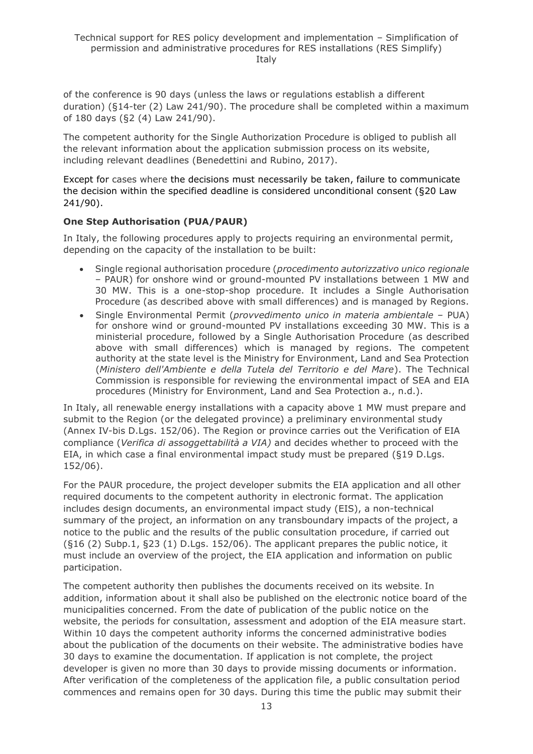of the conference is 90 days (unless the laws or regulations establish a different duration) (§14-ter (2) Law 241/90). The procedure shall be completed within a maximum of 180 days (§2 (4) Law 241/90).

The competent authority for the Single Authorization Procedure is obliged to publish all the relevant information about the application submission process on its website, including relevant deadlines (Benedettini and Rubino, 2017).

Except for cases where the decisions must necessarily be taken, failure to communicate the decision within the specified deadline is considered unconditional consent (§20 Law 241/90).

**One Step Authorisation (PUA/PAUR)**

In Italy, the following procedures apply to projects requiring an environmental permit, depending on the capacity of the installation to be built:

- Single regional authorisation procedure (*procedimento autorizzativo unico regionale* – PAUR) for onshore wind or ground-mounted PV installations between 1 MW and 30 MW. This is a one-stop-shop procedure. It includes a Single Authorisation Procedure (as described above with small differences) and is managed by Regions.
- Single Environmental Permit (*provvedimento unico in materia ambientale* – PUA) for onshore wind or ground-mounted PV installations exceeding 30 MW. This is a ministerial procedure, followed by a Single Authorisation Procedure (as described above with small differences) which is managed by regions. The competent authority at the state level is the Ministry for Environment, Land and Sea Protection (*Ministero dell'Ambiente e della Tutela del Territorio e del Mare*). The Technical Commission is responsible for reviewing the environmental impact of SEA and EIA procedures (Ministry for Environment, Land and Sea Protection a., n.d.).

In Italy, all renewable energy installations with a capacity above 1 MW must prepare and submit to the Region (or the delegated province) a preliminary environmental study (Annex IV-bis D.Lgs. 152/06). The Region or province carries out the Verification of EIA compliance (*Verifica di assoggettabilità a VIA)* and decides whether to proceed with the EIA, in which case a final environmental impact study must be prepared (§19 D.Lgs. 152/06).

For the PAUR procedure, the project developer submits the EIA application and all other required documents to the competent authority in electronic format. The application includes design documents, an environmental impact study (EIS), a non-technical summary of the project, an information on any transboundary impacts of the project, a notice to the public and the results of the public consultation procedure, if carried out (§16 (2) Subp.1, §23 (1) D.Lgs. 152/06). The applicant prepares the public notice, it must include an overview of the project, the EIA application and information on public participation.

The competent authority then publishes the documents received on its website. In addition, information about it shall also be published on the electronic notice board of the municipalities concerned. From the date of publication of the public notice on the website, the periods for consultation, assessment and adoption of the EIA measure start. Within 10 days the competent authority informs the concerned administrative bodies about the publication of the documents on their website. The administrative bodies have 30 days to examine the documentation. If application is not complete, the project developer is given no more than 30 days to provide missing documents or information. After verification of the completeness of the application file, a public consultation period commences and remains open for 30 days. During this time the public may submit their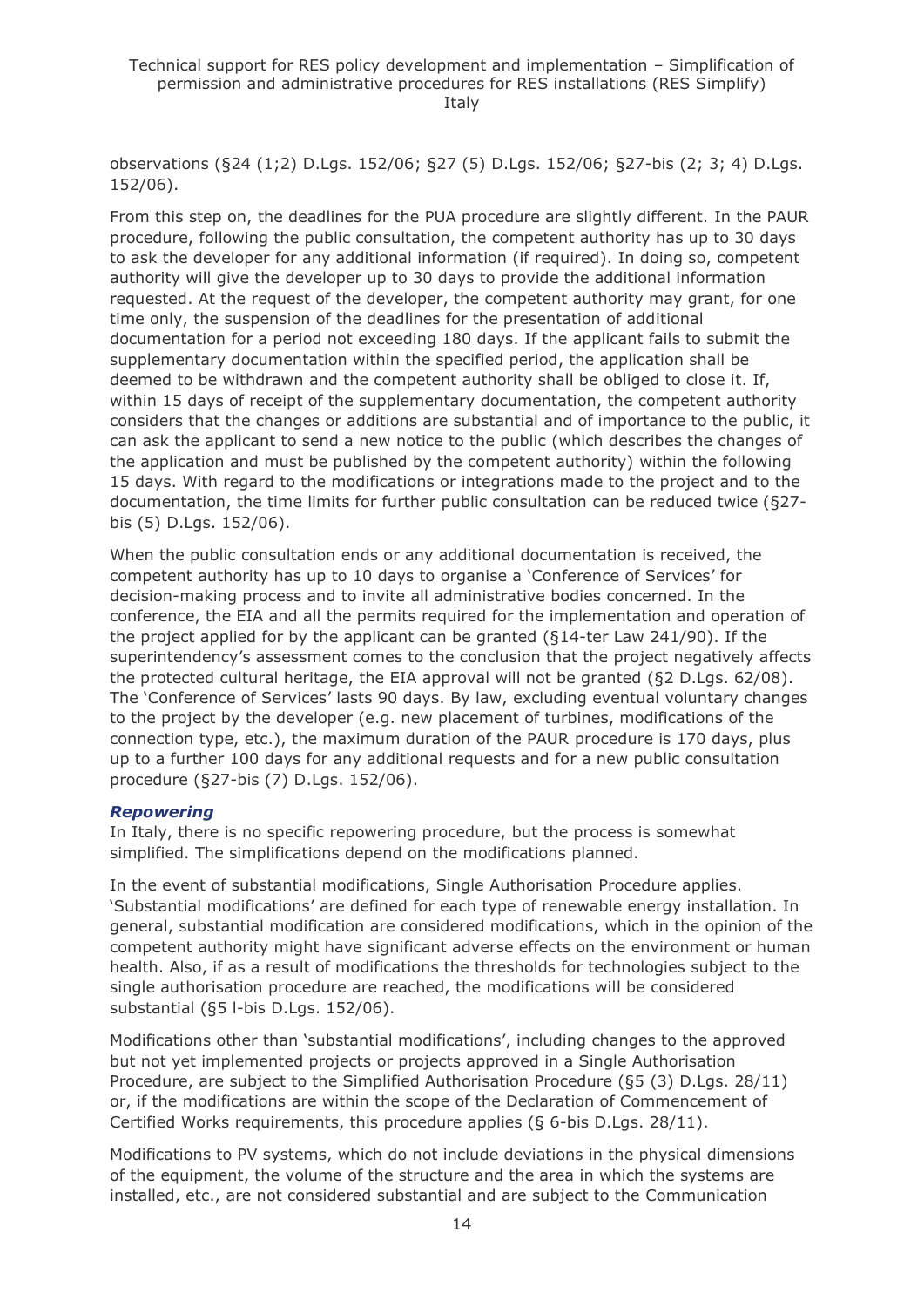observations (§24 (1;2) D.Lgs. 152/06; §27 (5) D.Lgs. 152/06; §27-bis (2; 3; 4) D.Lgs. 152/06).

From this step on, the deadlines for the PUA procedure are slightly different. In the PAUR procedure, following the public consultation, the competent authority has up to 30 days to ask the developer for any additional information (if required). In doing so, competent authority will give the developer up to 30 days to provide the additional information requested. At the request of the developer, the competent authority may grant, for one time only, the suspension of the deadlines for the presentation of additional documentation for a period not exceeding 180 days. If the applicant fails to submit the supplementary documentation within the specified period, the application shall be deemed to be withdrawn and the competent authority shall be obliged to close it. If, within 15 days of receipt of the supplementary documentation, the competent authority considers that the changes or additions are substantial and of importance to the public, it can ask the applicant to send a new notice to the public (which describes the changes of the application and must be published by the competent authority) within the following 15 days. With regard to the modifications or integrations made to the project and to the documentation, the time limits for further public consultation can be reduced twice (§27-bis (5) D.Lgs. 152/06).

When the public consultation ends or any additional documentation is received, the competent authority has up to 10 days to organise a 'Conference of Services' for decision-making process and to invite all administrative bodies concerned. In the conference, the EIA and all the permits required for the implementation and operation of the project applied for by the applicant can be granted (§14-ter Law 241/90). If the superintendency's assessment comes to the conclusion that the project negatively affects the protected cultural heritage, the EIA approval will not be granted (§2 D.Lgs. 62/08). The 'Conference of Services' lasts 90 days. By law, excluding eventual voluntary changes to the project by the developer (e.g. new placement of turbines, modifications of the connection type, etc.), the maximum duration of the PAUR procedure is 170 days, plus up to a further 100 days for any additional requests and for a new public consultation procedure (§27-bis (7) D.Lgs. 152/06).

#### *Repowering*

In Italy, there is no specific repowering procedure, but the process is somewhat simplified. The simplifications depend on the modifications planned.

In the event of substantial modifications, Single Authorisation Procedure applies. 'Substantial modifications' are defined for each type of renewable energy installation. In general, substantial modification are considered modifications, which in the opinion of the competent authority might have significant adverse effects on the environment or human health. Also, if as a result of modifications the thresholds for technologies subject to the single authorisation procedure are reached, the modifications will be considered substantial (§5 l-bis D.Lgs. 152/06).

Modifications other than 'substantial modifications', including changes to the approved but not yet implemented projects or projects approved in a Single Authorisation Procedure, are subject to the Simplified Authorisation Procedure (§5 (3) D.Lgs. 28/11) or, if the modifications are within the scope of the Declaration of Commencement of Certified Works requirements, this procedure applies (§ 6-bis D.Lgs. 28/11).

Modifications to PV systems, which do not include deviations in the physical dimensions of the equipment, the volume of the structure and the area in which the systems are installed, etc., are not considered substantial and are subject to the Communication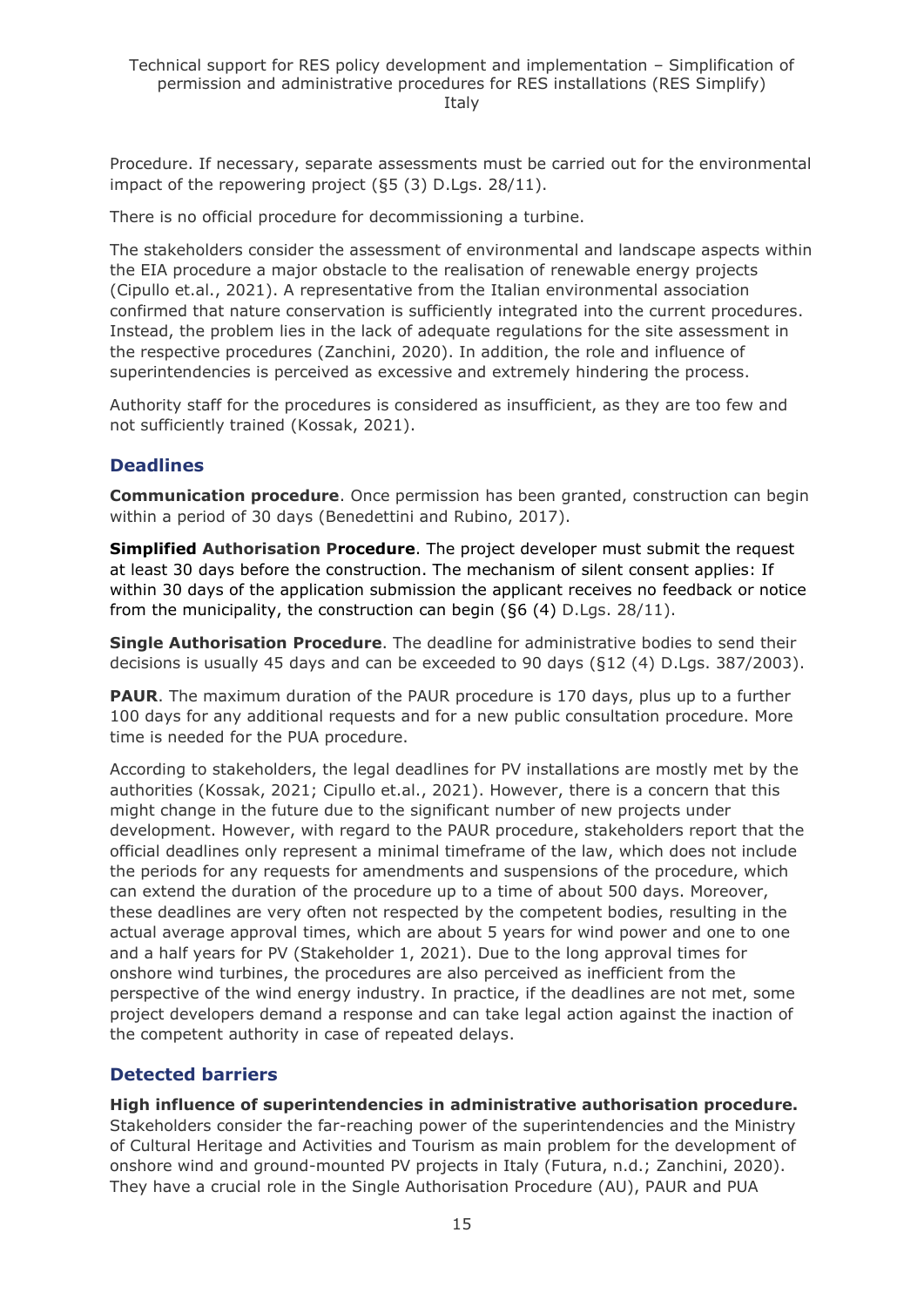Procedure. If necessary, separate assessments must be carried out for the environmental impact of the repowering project (§5 (3) D.Lgs. 28/11).

There is no official procedure for decommissioning a turbine.

The stakeholders consider the assessment of environmental and landscape aspects within the EIA procedure a major obstacle to the realisation of renewable energy projects (Cipullo et.al., 2021). A representative from the Italian environmental association confirmed that nature conservation is sufficiently integrated into the current procedures. Instead, the problem lies in the lack of adequate regulations for the site assessment in the respective procedures (Zanchini, 2020). In addition, the role and influence of superintendencies is perceived as excessive and extremely hindering the process.

Authority staff for the procedures is considered as insufficient, as they are too few and not sufficiently trained (Kossak, 2021).

## Deadlines

**Communication procedure**. Once permission has been granted, construction can begin within a period of 30 days (Benedettini and Rubino, 2017).

**Simplified Authorisation Procedure**. The project developer must submit the request at least 30 days before the construction. The mechanism of silent consent applies: If within 30 days of the application submission the applicant receives no feedback or notice from the municipality, the construction can begin (§6 (4) D.Lgs. 28/11).

**Single Authorisation Procedure**. The deadline for administrative bodies to send their decisions is usually 45 days and can be exceeded to 90 days (§12 (4) D.Lgs. 387/2003).

**PAUR**. The maximum duration of the PAUR procedure is 170 days, plus up to a further 100 days for any additional requests and for a new public consultation procedure. More time is needed for the PUA procedure.

According to stakeholders, the legal deadlines for PV installations are mostly met by the authorities (Kossak, 2021; Cipullo et.al., 2021). However, there is a concern that this might change in the future due to the significant number of new projects under development. However, with regard to the PAUR procedure, stakeholders report that the official deadlines only represent a minimal timeframe of the law, which does not include the periods for any requests for amendments and suspensions of the procedure, which can extend the duration of the procedure up to a time of about 500 days. Moreover, these deadlines are very often not respected by the competent bodies, resulting in the actual average approval times, which are about 5 years for wind power and one to one and a half years for PV (Stakeholder 1, 2021). Due to the long approval times for onshore wind turbines, the procedures are also perceived as inefficient from the perspective of the wind energy industry. In practice, if the deadlines are not met, some project developers demand a response and can take legal action against the inaction of the competent authority in case of repeated delays.

## Detected barriers

**High influence of superintendencies in administrative authorisation procedure.** Stakeholders consider the far-reaching power of the superintendencies and the Ministry of Cultural Heritage and Activities and Tourism as main problem for the development of onshore wind and ground-mounted PV projects in Italy (Futura, n.d.; Zanchini, 2020). They have a crucial role in the Single Authorisation Procedure (AU), PAUR and PUA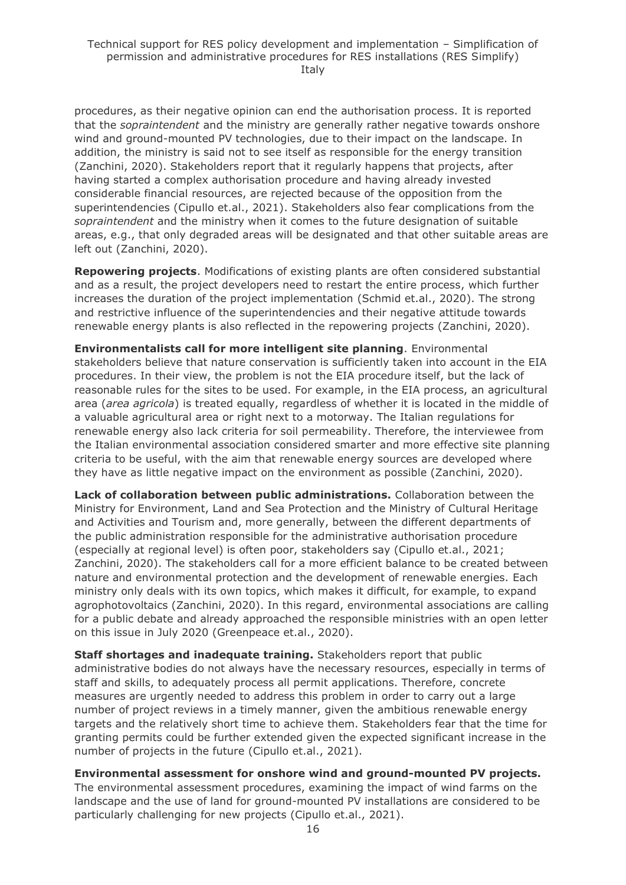procedures, as their negative opinion can end the authorisation process. It is reported that the *sopraintendent* and the ministry are generally rather negative towards onshore wind and ground-mounted PV technologies, due to their impact on the landscape. In addition, the ministry is said not to see itself as responsible for the energy transition (Zanchini, 2020). Stakeholders report that it regularly happens that projects, after having started a complex authorisation procedure and having already invested considerable financial resources, are rejected because of the opposition from the superintendencies (Cipullo et.al., 2021). Stakeholders also fear complications from the *sopraintendent* and the ministry when it comes to the future designation of suitable areas, e.g., that only degraded areas will be designated and that other suitable areas are left out (Zanchini, 2020).

**Repowering projects**. Modifications of existing plants are often considered substantial and as a result, the project developers need to restart the entire process, which further increases the duration of the project implementation (Schmid et.al., 2020). The strong and restrictive influence of the superintendencies and their negative attitude towards renewable energy plants is also reflected in the repowering projects (Zanchini, 2020).

**Environmentalists call for more intelligent site planning**. Environmental stakeholders believe that nature conservation is sufficiently taken into account in the EIA procedures. In their view, the problem is not the EIA procedure itself, but the lack of reasonable rules for the sites to be used. For example, in the EIA process, an agricultural area (*area agricola*) is treated equally, regardless of whether it is located in the middle of a valuable agricultural area or right next to a motorway. The Italian regulations for renewable energy also lack criteria for soil permeability. Therefore, the interviewee from the Italian environmental association considered smarter and more effective site planning criteria to be useful, with the aim that renewable energy sources are developed where they have as little negative impact on the environment as possible (Zanchini, 2020).

**Lack of collaboration between public administrations.** Collaboration between the Ministry for Environment, Land and Sea Protection and the Ministry of Cultural Heritage and Activities and Tourism and, more generally, between the different departments of the public administration responsible for the administrative authorisation procedure (especially at regional level) is often poor, stakeholders say (Cipullo et.al., 2021; Zanchini, 2020). The stakeholders call for a more efficient balance to be created between nature and environmental protection and the development of renewable energies. Each ministry only deals with its own topics, which makes it difficult, for example, to expand agrophotovoltaics (Zanchini, 2020). In this regard, environmental associations are calling for a public debate and already approached the responsible ministries with an open letter on this issue in July 2020 (Greenpeace et.al., 2020).

**Staff shortages and inadequate training.** Stakeholders report that public administrative bodies do not always have the necessary resources, especially in terms of staff and skills, to adequately process all permit applications. Therefore, concrete measures are urgently needed to address this problem in order to carry out a large number of project reviews in a timely manner, given the ambitious renewable energy targets and the relatively short time to achieve them. Stakeholders fear that the time for granting permits could be further extended given the expected significant increase in the number of projects in the future (Cipullo et.al., 2021).

**Environmental assessment for onshore wind and ground-mounted PV projects.** The environmental assessment procedures, examining the impact of wind farms on the landscape and the use of land for ground-mounted PV installations are considered to be particularly challenging for new projects (Cipullo et.al., 2021).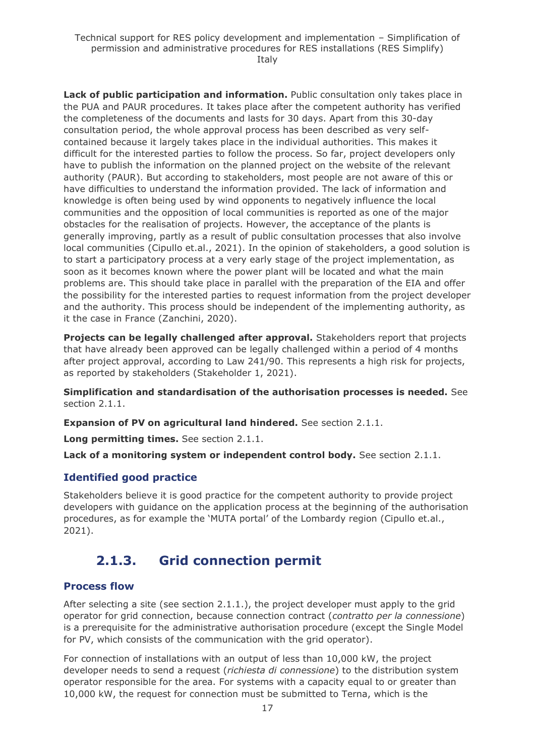**Lack of public participation and information.** Public consultation only takes place in the PUA and PAUR procedures. It takes place after the competent authority has verified the completeness of the documents and lasts for 30 days. Apart from this 30-day consultation period, the whole approval process has been described as very self-contained because it largely takes place in the individual authorities. This makes it difficult for the interested parties to follow the process. So far, project developers only have to publish the information on the planned project on the website of the relevant authority (PAUR). But according to stakeholders, most people are not aware of this or have difficulties to understand the information provided. The lack of information and knowledge is often being used by wind opponents to negatively influence the local communities and the opposition of local communities is reported as one of the major obstacles for the realisation of projects. However, the acceptance of the plants is generally improving, partly as a result of public consultation processes that also involve local communities (Cipullo et.al., 2021). In the opinion of stakeholders, a good solution is to start a participatory process at a very early stage of the project implementation, as soon as it becomes known where the power plant will be located and what the main problems are. This should take place in parallel with the preparation of the EIA and offer the possibility for the interested parties to request information from the project developer and the authority. This process should be independent of the implementing authority, as it the case in France (Zanchini, 2020).

**Projects can be legally challenged after approval.** Stakeholders report that projects that have already been approved can be legally challenged within a period of 4 months after project approval, according to Law 241/90. This represents a high risk for projects, as reported by stakeholders (Stakeholder 1, 2021).

**Simplification and standardisation of the authorisation processes is needed.** See section 2.1.1.

**Expansion of PV on agricultural land hindered.** See section 2.1.1.

**Long permitting times.** See section 2.1.1.

**Lack of a monitoring system or independent control body.** See section 2.1.1.

### Identified good practice

Stakeholders believe it is good practice for the competent authority to provide project developers with guidance on the application process at the beginning of the authorisation procedures, as for example the 'MUTA portal' of the Lombardy region (Cipullo et.al., 2021).

## 2.1.3. Grid connection permit

### Process flow

After selecting a site (see section 2.1.1.), the project developer must apply to the grid operator for grid connection, because connection contract (*contratto per la connessione*) is a prerequisite for the administrative authorisation procedure (except the Single Model for PV, which consists of the communication with the grid operator).

For connection of installations with an output of less than 10,000 kW, the project developer needs to send a request (*richiesta di connessione*) to the distribution system operator responsible for the area. For systems with a capacity equal to or greater than 10,000 kW, the request for connection must be submitted to Terna, which is the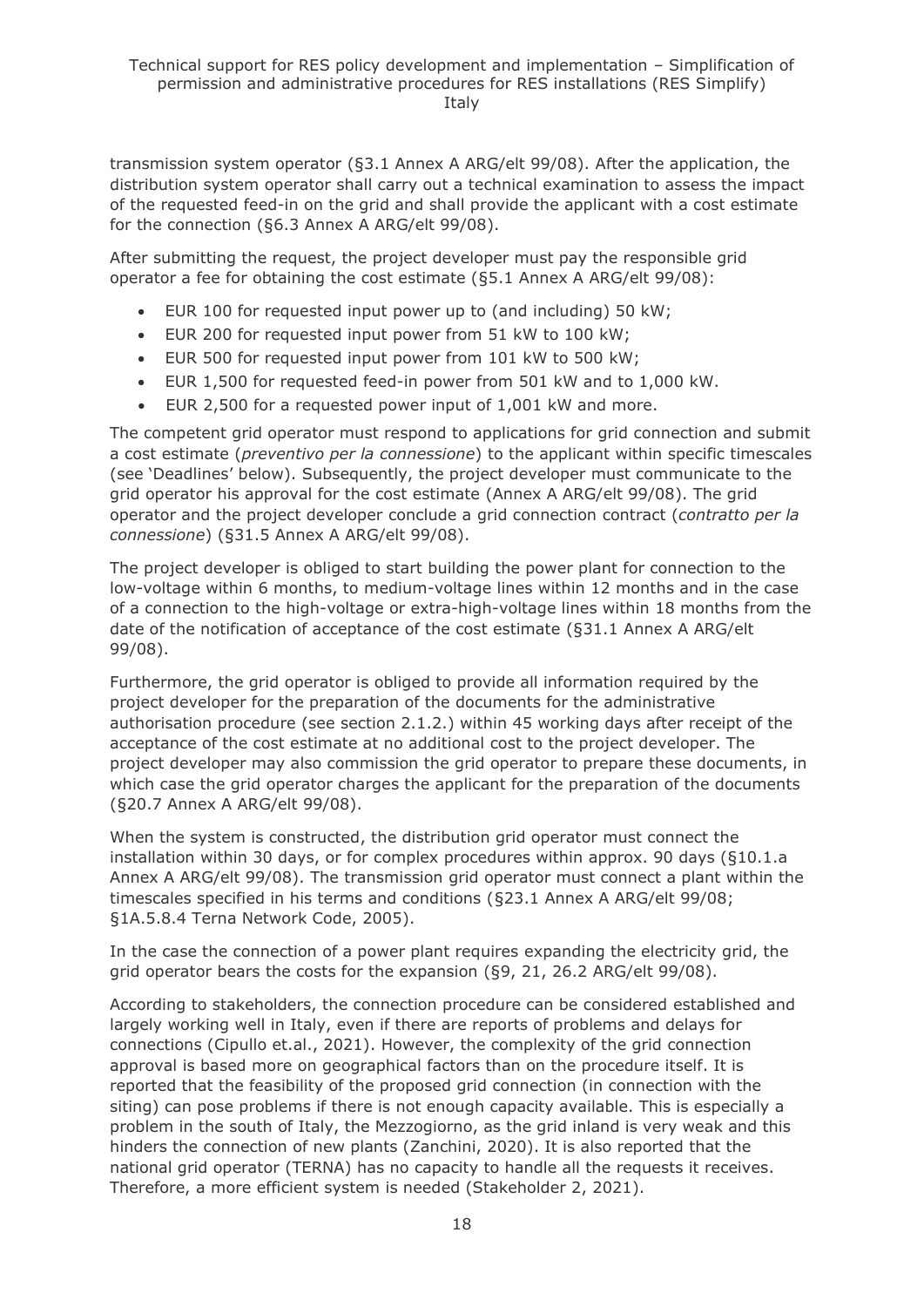transmission system operator (§3.1 Annex A ARG/elt 99/08). After the application, the distribution system operator shall carry out a technical examination to assess the impact of the requested feed-in on the grid and shall provide the applicant with a cost estimate for the connection (§6.3 Annex A ARG/elt 99/08).

After submitting the request, the project developer must pay the responsible grid operator a fee for obtaining the cost estimate (§5.1 Annex A ARG/elt 99/08):

- EUR 100 for requested input power up to (and including) 50 kW;
- EUR 200 for requested input power from 51 kW to 100 kW;
- EUR 500 for requested input power from 101 kW to 500 kW;
- EUR 1,500 for requested feed-in power from 501 kW and to 1,000 kW.
- EUR 2,500 for a requested power input of 1,001 kW and more.

The competent grid operator must respond to applications for grid connection and submit a cost estimate (*preventivo per la connessione*) to the applicant within specific timescales (see 'Deadlines' below). Subsequently, the project developer must communicate to the grid operator his approval for the cost estimate (Annex A ARG/elt 99/08). The grid operator and the project developer conclude a grid connection contract (*contratto per la connessione*) (§31.5 Annex A ARG/elt 99/08).

The project developer is obliged to start building the power plant for connection to the low-voltage within 6 months, to medium-voltage lines within 12 months and in the case of a connection to the high-voltage or extra-high-voltage lines within 18 months from the date of the notification of acceptance of the cost estimate (§31.1 Annex A ARG/elt 99/08).

Furthermore, the grid operator is obliged to provide all information required by the project developer for the preparation of the documents for the administrative authorisation procedure (see section 2.1.2.) within 45 working days after receipt of the acceptance of the cost estimate at no additional cost to the project developer. The project developer may also commission the grid operator to prepare these documents, in which case the grid operator charges the applicant for the preparation of the documents (§20.7 Annex A ARG/elt 99/08).

When the system is constructed, the distribution grid operator must connect the installation within 30 days, or for complex procedures within approx. 90 days (§10.1.a Annex A ARG/elt 99/08). The transmission grid operator must connect a plant within the timescales specified in his terms and conditions (§23.1 Annex A ARG/elt 99/08; §1A.5.8.4 Terna Network Code, 2005).

In the case the connection of a power plant requires expanding the electricity grid, the grid operator bears the costs for the expansion (§9, 21, 26.2 ARG/elt 99/08).

According to stakeholders, the connection procedure can be considered established and largely working well in Italy, even if there are reports of problems and delays for connections (Cipullo et.al., 2021). However, the complexity of the grid connection approval is based more on geographical factors than on the procedure itself. It is reported that the feasibility of the proposed grid connection (in connection with the siting) can pose problems if there is not enough capacity available. This is especially a problem in the south of Italy, the Mezzogiorno, as the grid inland is very weak and this hinders the connection of new plants (Zanchini, 2020). It is also reported that the national grid operator (TERNA) has no capacity to handle all the requests it receives. Therefore, a more efficient system is needed (Stakeholder 2, 2021).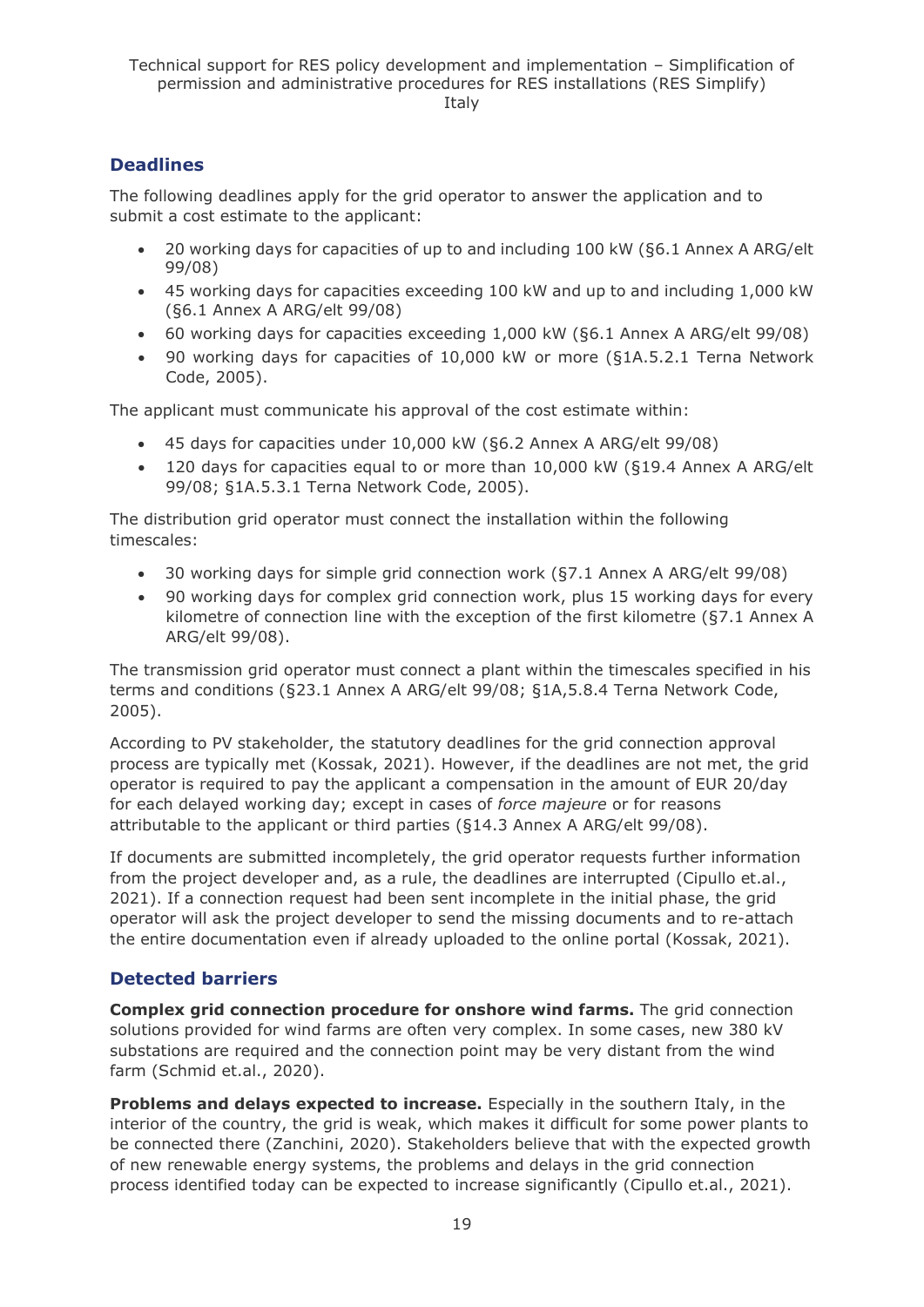## Deadlines

The following deadlines apply for the grid operator to answer the application and to submit a cost estimate to the applicant:

- 20 working days for capacities of up to and including 100 kW (§6.1 Annex A ARG/elt 99/08)
- 45 working days for capacities exceeding 100 kW and up to and including 1,000 kW (§6.1 Annex A ARG/elt 99/08)
- 60 working days for capacities exceeding 1,000 kW (§6.1 Annex A ARG/elt 99/08)
- 90 working days for capacities of 10,000 kW or more (§1A.5.2.1 Terna Network Code, 2005).

The applicant must communicate his approval of the cost estimate within:

- 45 days for capacities under 10,000 kW (§6.2 Annex A ARG/elt 99/08)
- 120 days for capacities equal to or more than 10,000 kW (§19.4 Annex A ARG/elt 99/08; §1A.5.3.1 Terna Network Code, 2005).

The distribution grid operator must connect the installation within the following timescales:

- 30 working days for simple grid connection work (§7.1 Annex A ARG/elt 99/08)
- 90 working days for complex grid connection work, plus 15 working days for every kilometre of connection line with the exception of the first kilometre (§7.1 Annex A ARG/elt 99/08).

The transmission grid operator must connect a plant within the timescales specified in his terms and conditions (§23.1 Annex A ARG/elt 99/08; §1A,5.8.4 Terna Network Code, 2005).

According to PV stakeholder, the statutory deadlines for the grid connection approval process are typically met (Kossak, 2021). However, if the deadlines are not met, the grid operator is required to pay the applicant a compensation in the amount of EUR 20/day for each delayed working day; except in cases of *force majeure* or for reasons attributable to the applicant or third parties (§14.3 Annex A ARG/elt 99/08).

If documents are submitted incompletely, the grid operator requests further information from the project developer and, as a rule, the deadlines are interrupted (Cipullo et.al., 2021). If a connection request had been sent incomplete in the initial phase, the grid operator will ask the project developer to send the missing documents and to re-attach the entire documentation even if already uploaded to the online portal (Kossak, 2021).

## Detected barriers

**Complex grid connection procedure for onshore wind farms.** The grid connection solutions provided for wind farms are often very complex. In some cases, new 380 kV substations are required and the connection point may be very distant from the wind farm (Schmid et.al., 2020).

**Problems and delays expected to increase.** Especially in the southern Italy, in the interior of the country, the grid is weak, which makes it difficult for some power plants to be connected there (Zanchini, 2020). Stakeholders believe that with the expected growth of new renewable energy systems, the problems and delays in the grid connection process identified today can be expected to increase significantly (Cipullo et.al., 2021).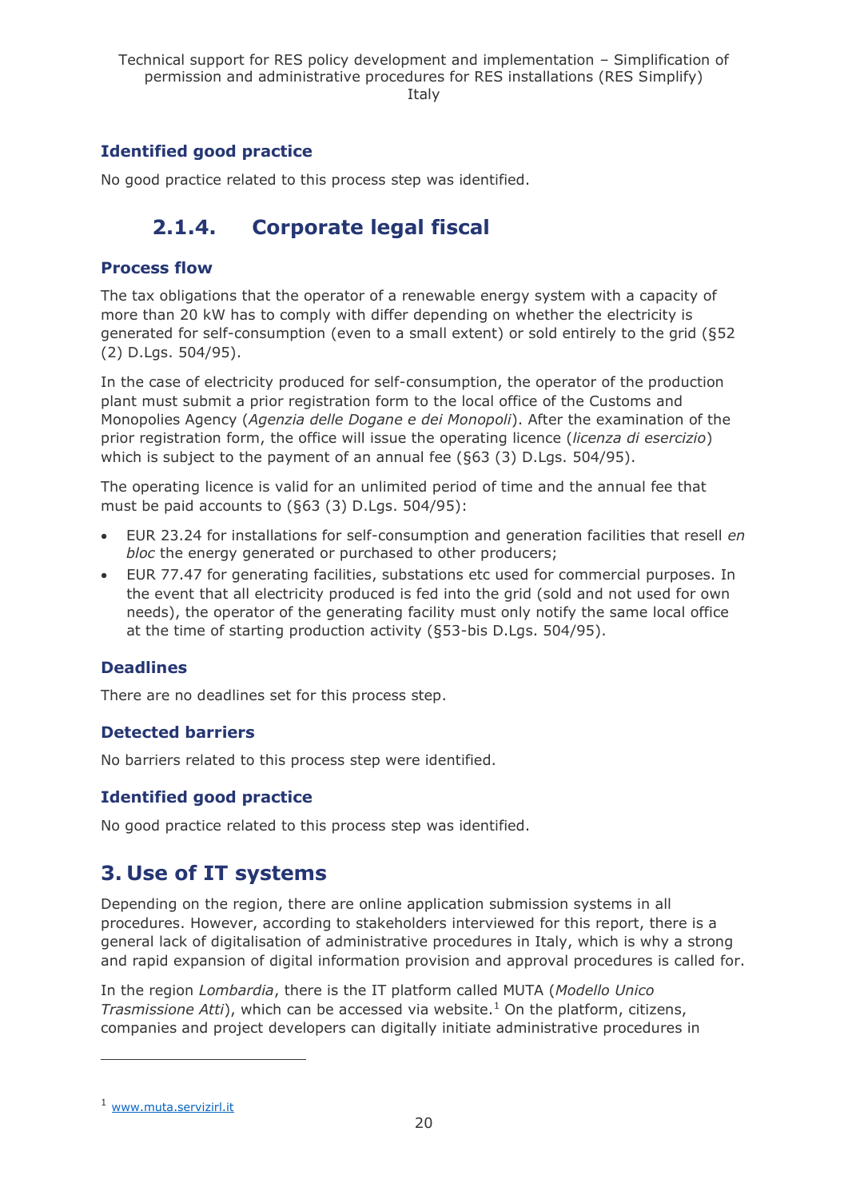### Identified good practice

No good practice related to this process step was identified.

## 2.1.4. Corporate legal fiscal

### Process flow

The tax obligations that the operator of a renewable energy system with a capacity of more than 20 kW has to comply with differ depending on whether the electricity is generated for self-consumption (even to a small extent) or sold entirely to the grid (§52 (2) D.Lgs. 504/95).

In the case of electricity produced for self-consumption, the operator of the production plant must submit a prior registration form to the local office of the Customs and Monopolies Agency (*Agenzia delle Dogane e dei Monopoli*). After the examination of the prior registration form, the office will issue the operating licence (*licenza di esercizio*) which is subject to the payment of an annual fee (§63 (3) D.Lgs. 504/95).

The operating licence is valid for an unlimited period of time and the annual fee that must be paid accounts to (§63 (3) D.Lgs. 504/95):

- EUR 23.24 for installations for self-consumption and generation facilities that resell *en bloc* the energy generated or purchased to other producers;
- EUR 77.47 for generating facilities, substations etc used for commercial purposes. In the event that all electricity produced is fed into the grid (sold and not used for own needs), the operator of the generating facility must only notify the same local office at the time of starting production activity (§53-bis D.Lgs. 504/95).

### Deadlines

There are no deadlines set for this process step.

### Detected barriers

No barriers related to this process step were identified.

### Identified good practice

No good practice related to this process step was identified.

# 3. Use of IT systems

Depending on the region, there are online application submission systems in all procedures. However, according to stakeholders interviewed for this report, there is a general lack of digitalisation of administrative procedures in Italy, which is why a strong and rapid expansion of digital information provision and approval procedures is called for.

In the region *Lombardia*, there is the IT platform called MUTA (*Modello Unico Trasmissione Atti*), which can be accessed via website.[1] On the platform, citizens, companies and project developers can digitally initiate administrative procedures in

[1] www.muta.servizirl.it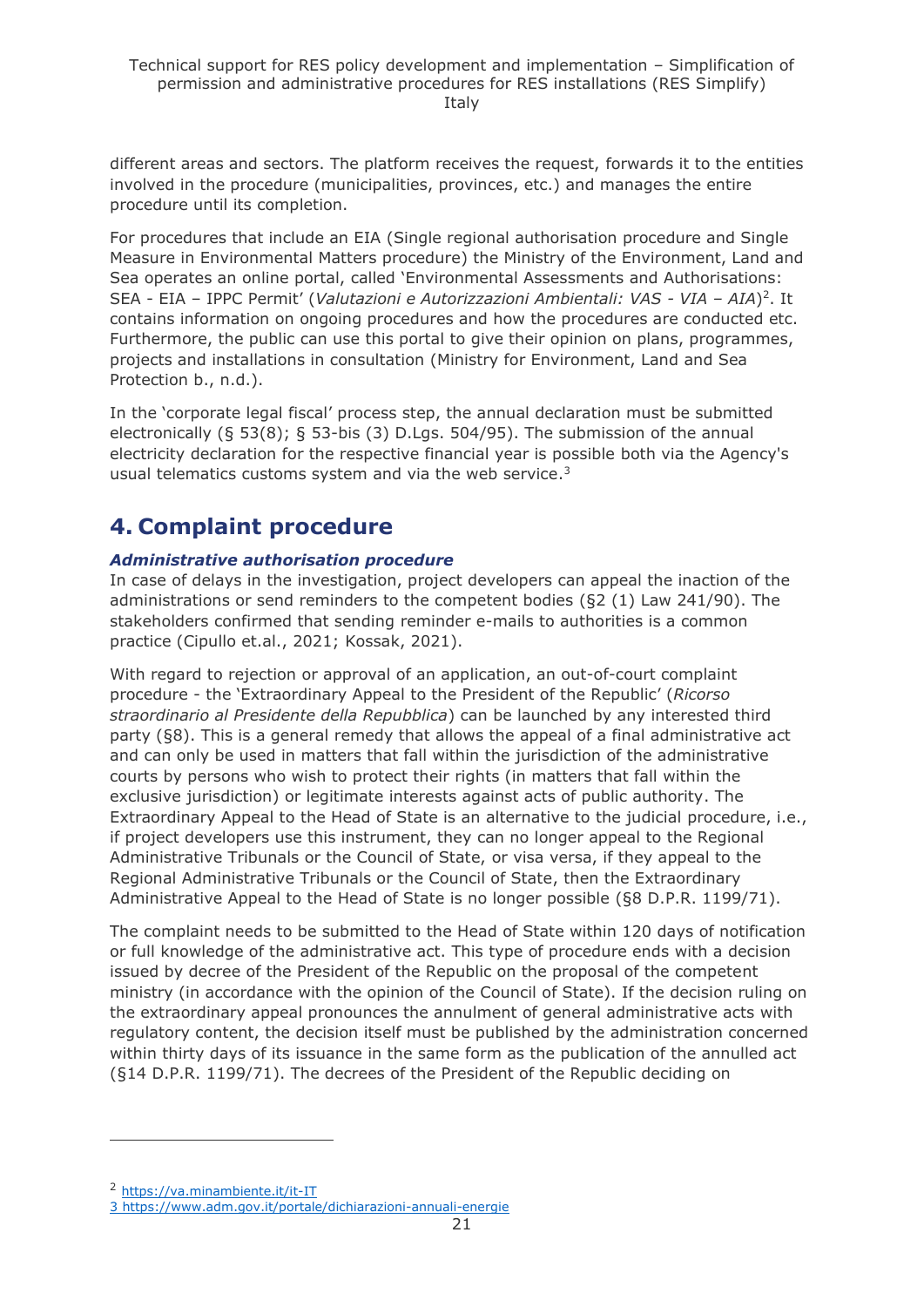different areas and sectors. The platform receives the request, forwards it to the entities involved in the procedure (municipalities, provinces, etc.) and manages the entire procedure until its completion.

For procedures that include an EIA (Single regional authorisation procedure and Single Measure in Environmental Matters procedure) the Ministry of the Environment, Land and Sea operates an online portal, called 'Environmental Assessments and Authorisations: SEA - EIA – IPPC Permit' (*Valutazioni e Autorizzazioni Ambientali: VAS - VIA – AIA*)[2]. It contains information on ongoing procedures and how the procedures are conducted etc. Furthermore, the public can use this portal to give their opinion on plans, programmes, projects and installations in consultation (Ministry for Environment, Land and Sea Protection b., n.d.).

In the 'corporate legal fiscal' process step, the annual declaration must be submitted electronically (§ 53(8); § 53-bis (3) D.Lgs. 504/95). The submission of the annual electricity declaration for the respective financial year is possible both via the Agency's usual telematics customs system and via the web service.[3]

# 4. Complaint procedure

### *Administrative authorisation procedure*

In case of delays in the investigation, project developers can appeal the inaction of the administrations or send reminders to the competent bodies (§2 (1) Law 241/90). The stakeholders confirmed that sending reminder e-mails to authorities is a common practice (Cipullo et.al., 2021; Kossak, 2021).

With regard to rejection or approval of an application, an out-of-court complaint procedure - the 'Extraordinary Appeal to the President of the Republic' (*Ricorso straordinario al Presidente della Repubblica*) can be launched by any interested third party (§8). This is a general remedy that allows the appeal of a final administrative act and can only be used in matters that fall within the jurisdiction of the administrative courts by persons who wish to protect their rights (in matters that fall within the exclusive jurisdiction) or legitimate interests against acts of public authority. The Extraordinary Appeal to the Head of State is an alternative to the judicial procedure, i.e., if project developers use this instrument, they can no longer appeal to the Regional Administrative Tribunals or the Council of State, or visa versa, if they appeal to the Regional Administrative Tribunals or the Council of State, then the Extraordinary Administrative Appeal to the Head of State is no longer possible (§8 D.P.R. 1199/71).

The complaint needs to be submitted to the Head of State within 120 days of notification or full knowledge of the administrative act. This type of procedure ends with a decision issued by decree of the President of the Republic on the proposal of the competent ministry (in accordance with the opinion of the Council of State). If the decision ruling on the extraordinary appeal pronounces the annulment of general administrative acts with regulatory content, the decision itself must be published by the administration concerned within thirty days of its issuance in the same form as the publication of the annulled act (§14 D.P.R. 1199/71). The decrees of the President of the Republic deciding on

[2] https://va.minambiente.it/it-IT

[3] https://www.adm.gov.it/portale/dichiarazioni-annuali-energie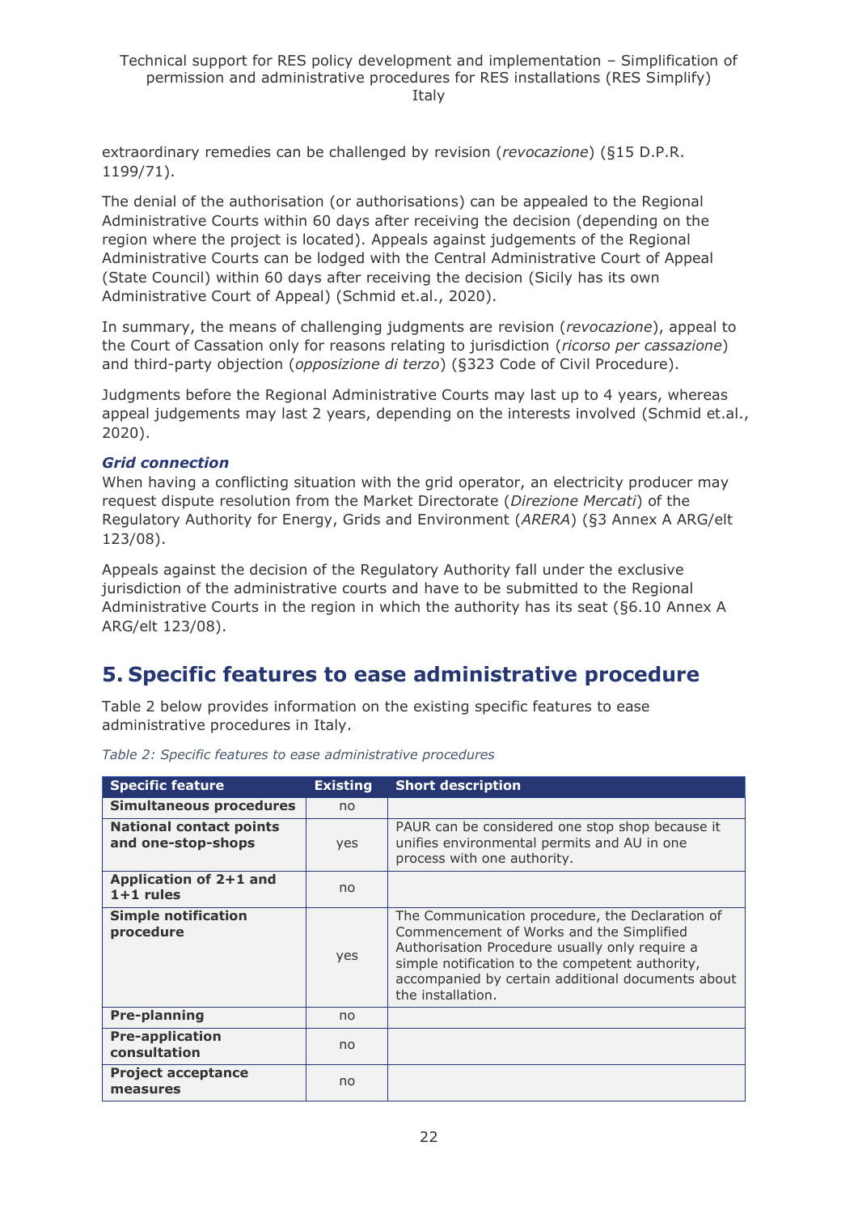extraordinary remedies can be challenged by revision (*revocazione*) (§15 D.P.R. 1199/71).

The denial of the authorisation (or authorisations) can be appealed to the Regional Administrative Courts within 60 days after receiving the decision (depending on the region where the project is located). Appeals against judgements of the Regional Administrative Courts can be lodged with the Central Administrative Court of Appeal (State Council) within 60 days after receiving the decision (Sicily has its own Administrative Court of Appeal) (Schmid et.al., 2020).

In summary, the means of challenging judgments are revision (*revocazione*), appeal to the Court of Cassation only for reasons relating to jurisdiction (*ricorso per cassazione*) and third-party objection (*opposizione di terzo*) (§323 Code of Civil Procedure).

Judgments before the Regional Administrative Courts may last up to 4 years, whereas appeal judgements may last 2 years, depending on the interests involved (Schmid et.al., 2020).

***Grid connection***

When having a conflicting situation with the grid operator, an electricity producer may request dispute resolution from the Market Directorate (*Direzione Mercati*) of the Regulatory Authority for Energy, Grids and Environment (*ARERA*) (§3 Annex A ARG/elt 123/08).

Appeals against the decision of the Regulatory Authority fall under the exclusive jurisdiction of the administrative courts and have to be submitted to the Regional Administrative Courts in the region in which the authority has its seat (§6.10 Annex A ARG/elt 123/08).

# 5. Specific features to ease administrative procedure

Table 2 below provides information on the existing specific features to ease administrative procedures in Italy.

*Table 2: Specific features to ease administrative procedures*

| Specific feature | Existing | Short description |
|---|---|---|
| **Simultaneous procedures** | no | |
| **National contact points and one-stop-shops** | yes | PAUR can be considered one stop shop because it unifies environmental permits and AU in one process with one authority. |
| **Application of 2+1 and 1+1 rules** | no | |
| **Simple notification procedure** | yes | The Communication procedure, the Declaration of Commencement of Works and the Simplified Authorisation Procedure usually only require a simple notification to the competent authority, accompanied by certain additional documents about the installation. |
| **Pre-planning** | no | |
| **Pre-application consultation** | no | |
| **Project acceptance measures** | no | |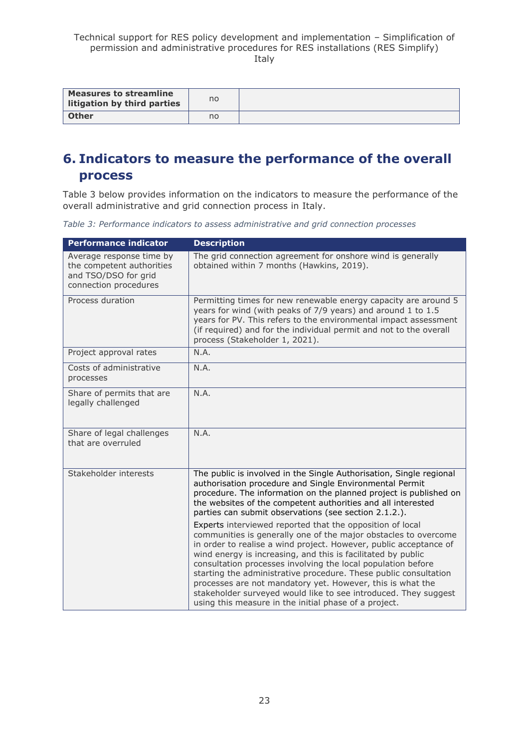| Measures to streamline litigation by third parties | no | |
|---|---|---|
| **Other** | no | |

# 6. Indicators to measure the performance of the overall process

Table 3 below provides information on the indicators to measure the performance of the overall administrative and grid connection process in Italy.

*Table 3: Performance indicators to assess administrative and grid connection processes*

| Performance indicator | Description |
|---|---|
| Average response time by the competent authorities and TSO/DSO for grid connection procedures | The grid connection agreement for onshore wind is generally obtained within 7 months (Hawkins, 2019). |
| Process duration | Permitting times for new renewable energy capacity are around 5 years for wind (with peaks of 7/9 years) and around 1 to 1.5 years for PV. This refers to the environmental impact assessment (if required) and for the individual permit and not to the overall process (Stakeholder 1, 2021). |
| Project approval rates | N.A. |
| Costs of administrative processes | N.A. |
| Share of permits that are legally challenged | N.A. |
| Share of legal challenges that are overruled | N.A. |
| Stakeholder interests | The public is involved in the Single Authorisation, Single regional authorisation procedure and Single Environmental Permit procedure. The information on the planned project is published on the websites of the competent authorities and all interested parties can submit observations (see section 2.1.2.).<br><br>Experts interviewed reported that the opposition of local communities is generally one of the major obstacles to overcome in order to realise a wind project. However, public acceptance of wind energy is increasing, and this is facilitated by public consultation processes involving the local population before starting the administrative procedure. These public consultation processes are not mandatory yet. However, this is what the stakeholder surveyed would like to see introduced. They suggest using this measure in the initial phase of a project. |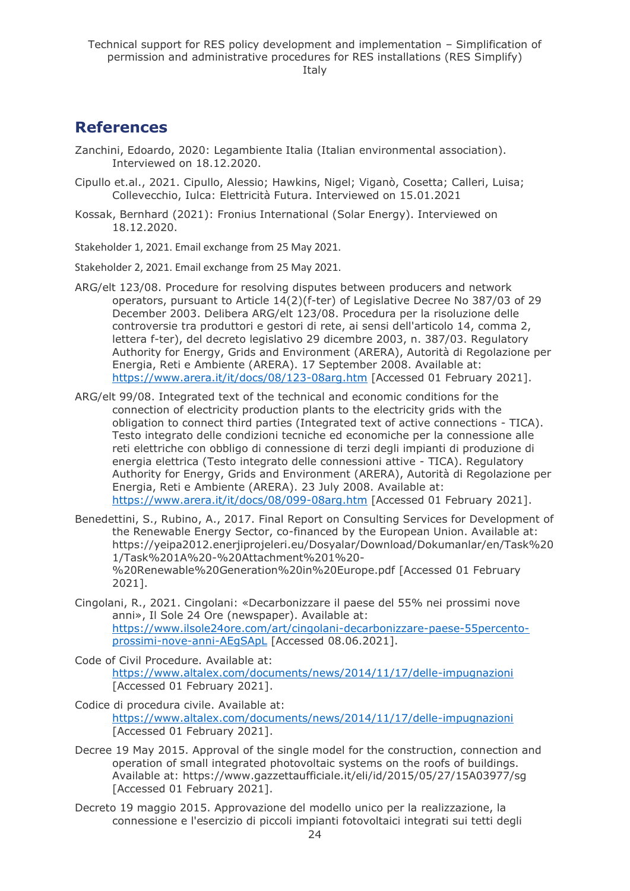## References

Zanchini, Edoardo, 2020: Legambiente Italia (Italian environmental association). Interviewed on 18.12.2020.

Cipullo et.al., 2021. Cipullo, Alessio; Hawkins, Nigel; Viganò, Cosetta; Calleri, Luisa; Collevecchio, Iulca: Elettricità Futura. Interviewed on 15.01.2021

Kossak, Bernhard (2021): Fronius International (Solar Energy). Interviewed on 18.12.2020.

Stakeholder 1, 2021. Email exchange from 25 May 2021.

Stakeholder 2, 2021. Email exchange from 25 May 2021.

ARG/elt 123/08. Procedure for resolving disputes between producers and network operators, pursuant to Article 14(2)(f-ter) of Legislative Decree No 387/03 of 29 December 2003. Delibera ARG/elt 123/08. Procedura per la risoluzione delle controversie tra produttori e gestori di rete, ai sensi dell'articolo 14, comma 2, lettera f-ter), del decreto legislativo 29 dicembre 2003, n. 387/03. Regulatory Authority for Energy, Grids and Environment (ARERA), Autorità di Regolazione per Energia, Reti e Ambiente (ARERA). 17 September 2008. Available at: https://www.arera.it/it/docs/08/123-08arg.htm [Accessed 01 February 2021].

ARG/elt 99/08. Integrated text of the technical and economic conditions for the connection of electricity production plants to the electricity grids with the obligation to connect third parties (Integrated text of active connections - TICA). Testo integrato delle condizioni tecniche ed economiche per la connessione alle reti elettriche con obbligo di connessione di terzi degli impianti di produzione di energia elettrica (Testo integrato delle connessioni attive - TICA). Regulatory Authority for Energy, Grids and Environment (ARERA), Autorità di Regolazione per Energia, Reti e Ambiente (ARERA). 23 July 2008. Available at: https://www.arera.it/it/docs/08/099-08arg.htm [Accessed 01 February 2021].

Benedettini, S., Rubino, A., 2017. Final Report on Consulting Services for Development of the Renewable Energy Sector, co-financed by the European Union. Available at: https://yeipa2012.enerjiprojeleri.eu/Dosyalar/Download/Dokumanlar/en/Task%201/Task%201A%20-%20Attachment%201%20-%20Renewable%20Generation%20in%20Europe.pdf [Accessed 01 February 2021].

Cingolani, R., 2021. Cingolani: «Decarbonizzare il paese del 55% nei prossimi nove anni», Il Sole 24 Ore (newspaper). Available at: https://www.ilsole24ore.com/art/cingolani-decarbonizzare-paese-55percento-prossimi-nove-anni-AEgSApL [Accessed 08.06.2021].

Code of Civil Procedure. Available at: https://www.altalex.com/documents/news/2014/11/17/delle-impugnazioni [Accessed 01 February 2021].

Codice di procedura civile. Available at: https://www.altalex.com/documents/news/2014/11/17/delle-impugnazioni [Accessed 01 February 2021].

Decree 19 May 2015. Approval of the single model for the construction, connection and operation of small integrated photovoltaic systems on the roofs of buildings. Available at: https://www.gazzettaufficiale.it/eli/id/2015/05/27/15A03977/sg [Accessed 01 February 2021].

Decreto 19 maggio 2015. Approvazione del modello unico per la realizzazione, la connessione e l'esercizio di piccoli impianti fotovoltaici integrati sui tetti degli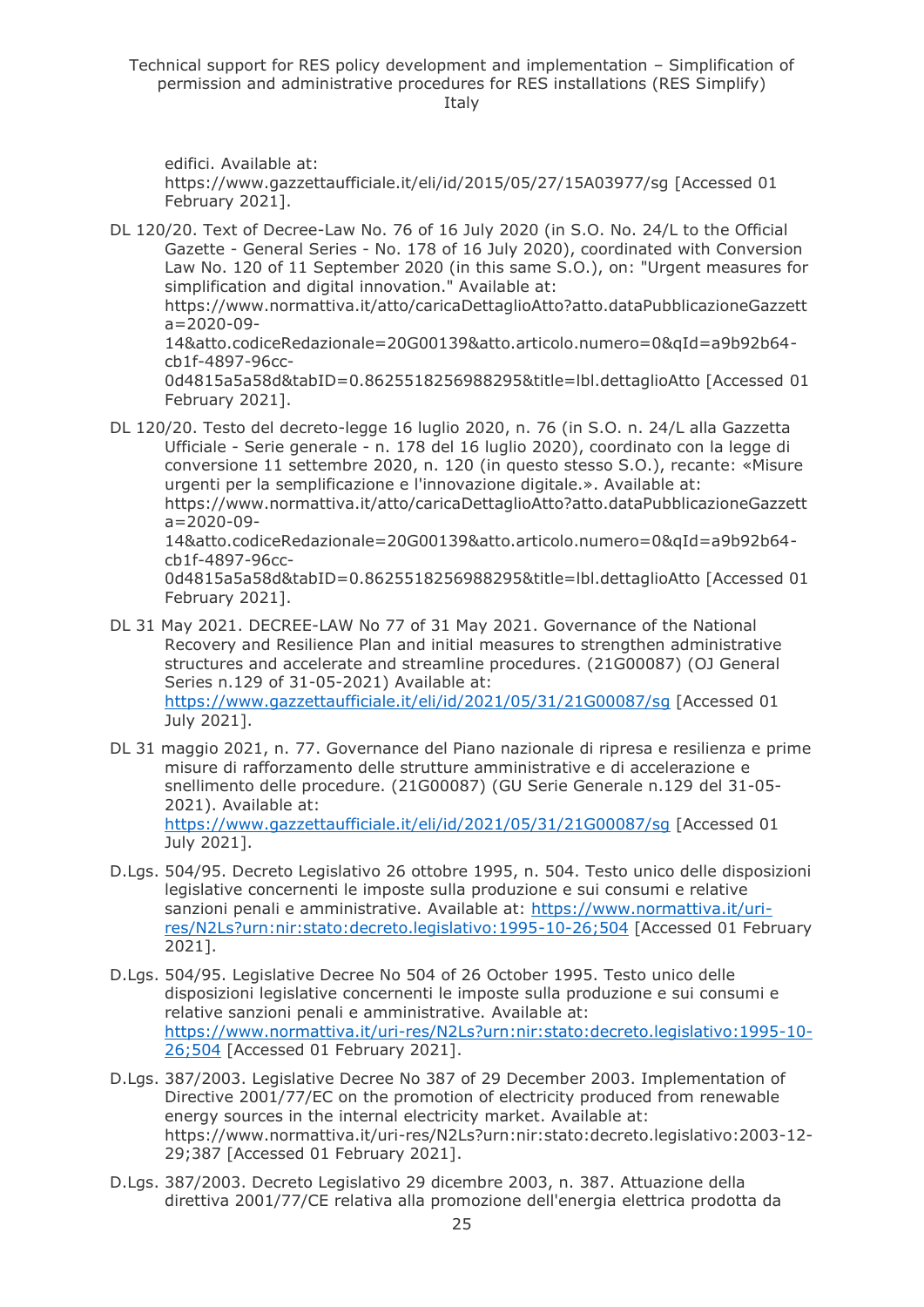edifici. Available at: https://www.gazzettaufficiale.it/eli/id/2015/05/27/15A03977/sg [Accessed 01 February 2021].

DL 120/20. Text of Decree-Law No. 76 of 16 July 2020 (in S.O. No. 24/L to the Official Gazette - General Series - No. 178 of 16 July 2020), coordinated with Conversion Law No. 120 of 11 September 2020 (in this same S.O.), on: "Urgent measures for simplification and digital innovation." Available at: https://www.normattiva.it/atto/caricaDettaglioAtto?atto.dataPubblicazioneGazzetta=2020-09-14&atto.codiceRedazionale=20G00139&atto.articolo.numero=0&qId=a9b92b64-cb1f-4897-96cc-0d4815a5a58d&tabID=0.8625518256988295&title=lbl.dettaglioAtto [Accessed 01 February 2021].

DL 120/20. Testo del decreto-legge 16 luglio 2020, n. 76 (in S.O. n. 24/L alla Gazzetta Ufficiale - Serie generale - n. 178 del 16 luglio 2020), coordinato con la legge di conversione 11 settembre 2020, n. 120 (in questo stesso S.O.), recante: «Misure urgenti per la semplificazione e l'innovazione digitale.». Available at: https://www.normattiva.it/atto/caricaDettaglioAtto?atto.dataPubblicazioneGazzetta=2020-09-14&atto.codiceRedazionale=20G00139&atto.articolo.numero=0&qId=a9b92b64-cb1f-4897-96cc-0d4815a5a58d&tabID=0.8625518256988295&title=lbl.dettaglioAtto [Accessed 01 February 2021].

DL 31 May 2021. DECREE-LAW No 77 of 31 May 2021. Governance of the National Recovery and Resilience Plan and initial measures to strengthen administrative structures and accelerate and streamline procedures. (21G00087) (OJ General Series n.129 of 31-05-2021) Available at: https://www.gazzettaufficiale.it/eli/id/2021/05/31/21G00087/sg [Accessed 01 July 2021].

DL 31 maggio 2021, n. 77. Governance del Piano nazionale di ripresa e resilienza e prime misure di rafforzamento delle strutture amministrative e di accelerazione e snellimento delle procedure. (21G00087) (GU Serie Generale n.129 del 31-05-2021). Available at: https://www.gazzettaufficiale.it/eli/id/2021/05/31/21G00087/sg [Accessed 01 July 2021].

D.Lgs. 504/95. Decreto Legislativo 26 ottobre 1995, n. 504. Testo unico delle disposizioni legislative concernenti le imposte sulla produzione e sui consumi e relative sanzioni penali e amministrative. Available at: https://www.normattiva.it/uri-res/N2Ls?urn:nir:stato:decreto.legislativo:1995-10-26;504 [Accessed 01 February 2021].

D.Lgs. 504/95. Legislative Decree No 504 of 26 October 1995. Testo unico delle disposizioni legislative concernenti le imposte sulla produzione e sui consumi e relative sanzioni penali e amministrative. Available at: https://www.normattiva.it/uri-res/N2Ls?urn:nir:stato:decreto.legislativo:1995-10-26;504 [Accessed 01 February 2021].

D.Lgs. 387/2003. Legislative Decree No 387 of 29 December 2003. Implementation of Directive 2001/77/EC on the promotion of electricity produced from renewable energy sources in the internal electricity market. Available at: https://www.normattiva.it/uri-res/N2Ls?urn:nir:stato:decreto.legislativo:2003-12-29;387 [Accessed 01 February 2021].

D.Lgs. 387/2003. Decreto Legislativo 29 dicembre 2003, n. 387. Attuazione della direttiva 2001/77/CE relativa alla promozione dell'energia elettrica prodotta da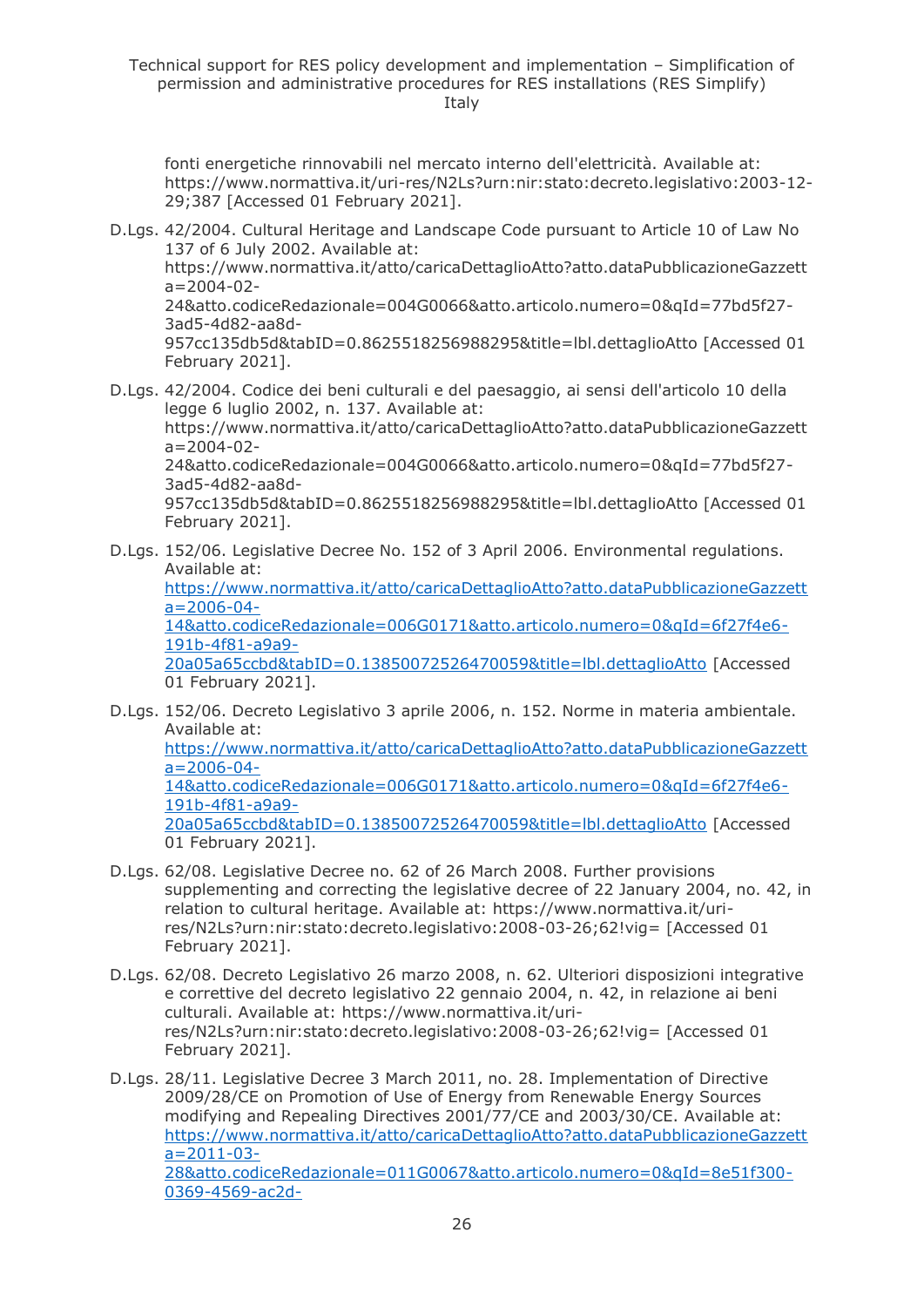fonti energetiche rinnovabili nel mercato interno dell'elettricità. Available at: https://www.normattiva.it/uri-res/N2Ls?urn:nir:stato:decreto.legislativo:2003-12-29;387 [Accessed 01 February 2021].

D.Lgs. 42/2004. Cultural Heritage and Landscape Code pursuant to Article 10 of Law No 137 of 6 July 2002. Available at: https://www.normattiva.it/atto/caricaDettaglioAtto?atto.dataPubblicazioneGazzetta=2004-02-24&atto.codiceRedazionale=004G0066&atto.articolo.numero=0&qId=77bd5f27-3ad5-4d82-aa8d-957cc135db5d&tabID=0.8625518256988295&title=lbl.dettaglioAtto [Accessed 01 February 2021].

D.Lgs. 42/2004. Codice dei beni culturali e del paesaggio, ai sensi dell'articolo 10 della legge 6 luglio 2002, n. 137. Available at: https://www.normattiva.it/atto/caricaDettaglioAtto?atto.dataPubblicazioneGazzetta=2004-02-24&atto.codiceRedazionale=004G0066&atto.articolo.numero=0&qId=77bd5f27-3ad5-4d82-aa8d-957cc135db5d&tabID=0.8625518256988295&title=lbl.dettaglioAtto [Accessed 01 February 2021].

D.Lgs. 152/06. Legislative Decree No. 152 of 3 April 2006. Environmental regulations. Available at: https://www.normattiva.it/atto/caricaDettaglioAtto?atto.dataPubblicazioneGazzetta=2006-04-14&atto.codiceRedazionale=006G0171&atto.articolo.numero=0&qId=6f27f4e6-191b-4f81-a9a9-20a05a65ccbd&tabID=0.13850072526470059&title=lbl.dettaglioAtto [Accessed 01 February 2021].

D.Lgs. 152/06. Decreto Legislativo 3 aprile 2006, n. 152. Norme in materia ambientale. Available at: https://www.normattiva.it/atto/caricaDettaglioAtto?atto.dataPubblicazioneGazzetta=2006-04-14&atto.codiceRedazionale=006G0171&atto.articolo.numero=0&qId=6f27f4e6-191b-4f81-a9a9-20a05a65ccbd&tabID=0.13850072526470059&title=lbl.dettaglioAtto [Accessed 01 February 2021].

D.Lgs. 62/08. Legislative Decree no. 62 of 26 March 2008. Further provisions supplementing and correcting the legislative decree of 22 January 2004, no. 42, in relation to cultural heritage. Available at: https://www.normattiva.it/uri-res/N2Ls?urn:nir:stato:decreto.legislativo:2008-03-26;62!vig= [Accessed 01 February 2021].

D.Lgs. 62/08. Decreto Legislativo 26 marzo 2008, n. 62. Ulteriori disposizioni integrative e correttive del decreto legislativo 22 gennaio 2004, n. 42, in relazione ai beni culturali. Available at: https://www.normattiva.it/uri-res/N2Ls?urn:nir:stato:decreto.legislativo:2008-03-26;62!vig= [Accessed 01 February 2021].

D.Lgs. 28/11. Legislative Decree 3 March 2011, no. 28. Implementation of Directive 2009/28/CE on Promotion of Use of Energy from Renewable Energy Sources modifying and Repealing Directives 2001/77/CE and 2003/30/CE. Available at: https://www.normattiva.it/atto/caricaDettaglioAtto?atto.dataPubblicazioneGazzetta=2011-03-28&atto.codiceRedazionale=011G0067&atto.articolo.numero=0&qId=8e51f300-0369-4569-ac2d-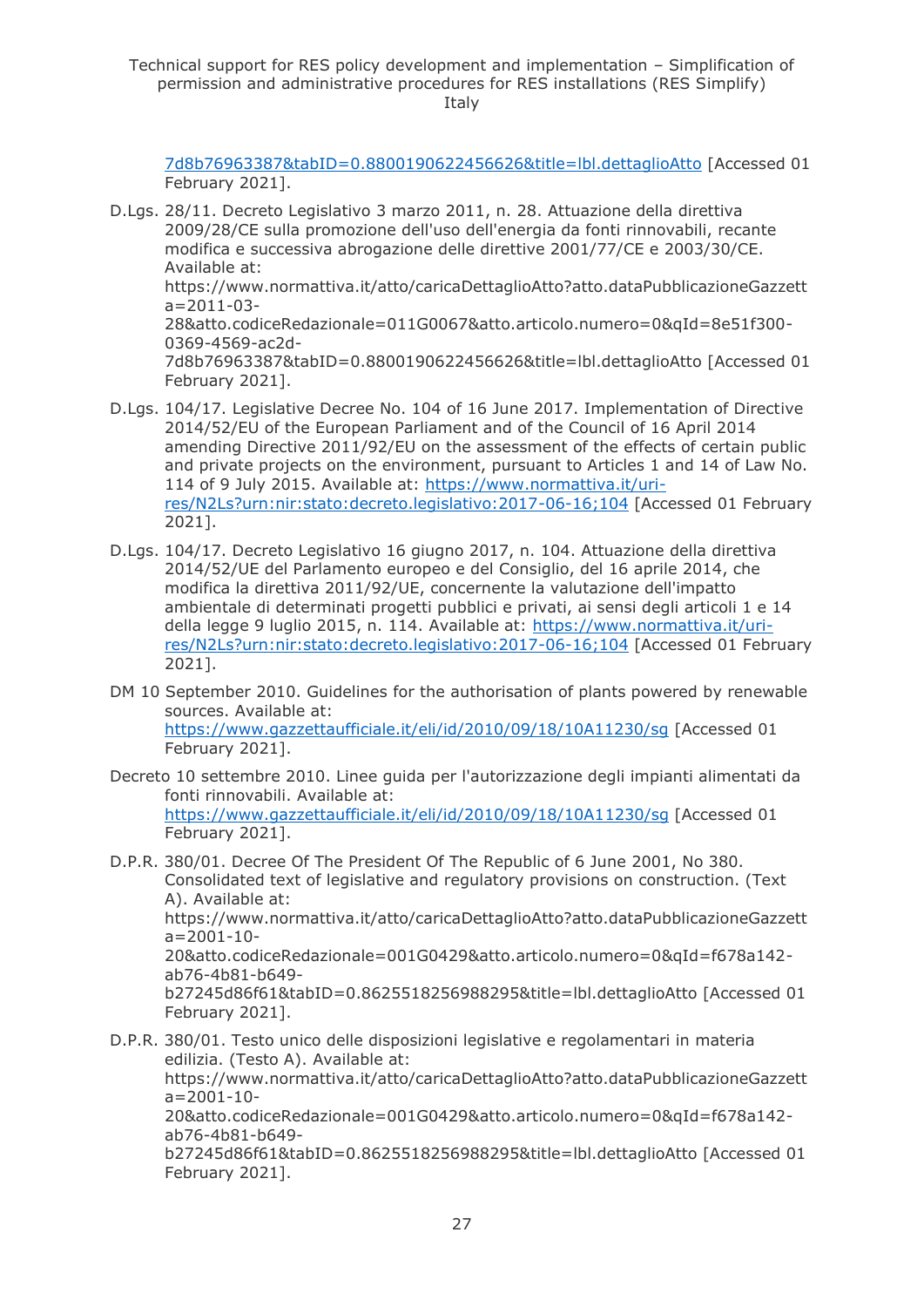7d8b76963387&tabID=0.8800190622456626&title=lbl.dettaglioAtto [Accessed 01 February 2021].

D.Lgs. 28/11. Decreto Legislativo 3 marzo 2011, n. 28. Attuazione della direttiva 2009/28/CE sulla promozione dell'uso dell'energia da fonti rinnovabili, recante modifica e successiva abrogazione delle direttive 2001/77/CE e 2003/30/CE. Available at: https://www.normattiva.it/atto/caricaDettaglioAtto?atto.dataPubblicazioneGazzetta=2011-03-28&atto.codiceRedazionale=011G0067&atto.articolo.numero=0&qId=8e51f300-0369-4569-ac2d-7d8b76963387&tabID=0.8800190622456626&title=lbl.dettaglioAtto [Accessed 01 February 2021].

D.Lgs. 104/17. Legislative Decree No. 104 of 16 June 2017. Implementation of Directive 2014/52/EU of the European Parliament and of the Council of 16 April 2014 amending Directive 2011/92/EU on the assessment of the effects of certain public and private projects on the environment, pursuant to Articles 1 and 14 of Law No. 114 of 9 July 2015. Available at: https://www.normattiva.it/uri-res/N2Ls?urn:nir:stato:decreto.legislativo:2017-06-16;104 [Accessed 01 February 2021].

D.Lgs. 104/17. Decreto Legislativo 16 giugno 2017, n. 104. Attuazione della direttiva 2014/52/UE del Parlamento europeo e del Consiglio, del 16 aprile 2014, che modifica la direttiva 2011/92/UE, concernente la valutazione dell'impatto ambientale di determinati progetti pubblici e privati, ai sensi degli articoli 1 e 14 della legge 9 luglio 2015, n. 114. Available at: https://www.normattiva.it/uri-res/N2Ls?urn:nir:stato:decreto.legislativo:2017-06-16;104 [Accessed 01 February 2021].

DM 10 September 2010. Guidelines for the authorisation of plants powered by renewable sources. Available at: https://www.gazzettaufficiale.it/eli/id/2010/09/18/10A11230/sg [Accessed 01 February 2021].

Decreto 10 settembre 2010. Linee guida per l'autorizzazione degli impianti alimentati da fonti rinnovabili. Available at: https://www.gazzettaufficiale.it/eli/id/2010/09/18/10A11230/sg [Accessed 01 February 2021].

D.P.R. 380/01. Decree Of The President Of The Republic of 6 June 2001, No 380. Consolidated text of legislative and regulatory provisions on construction. (Text A). Available at: https://www.normattiva.it/atto/caricaDettaglioAtto?atto.dataPubblicazioneGazzetta=2001-10-20&atto.codiceRedazionale=001G0429&atto.articolo.numero=0&qId=f678a142-ab76-4b81-b649-b27245d86f61&tabID=0.8625518256988295&title=lbl.dettaglioAtto [Accessed 01 February 2021].

D.P.R. 380/01. Testo unico delle disposizioni legislative e regolamentari in materia edilizia. (Testo A). Available at: https://www.normattiva.it/atto/caricaDettaglioAtto?atto.dataPubblicazioneGazzetta=2001-10-20&atto.codiceRedazionale=001G0429&atto.articolo.numero=0&qId=f678a142-ab76-4b81-b649-b27245d86f61&tabID=0.8625518256988295&title=lbl.dettaglioAtto [Accessed 01 February 2021].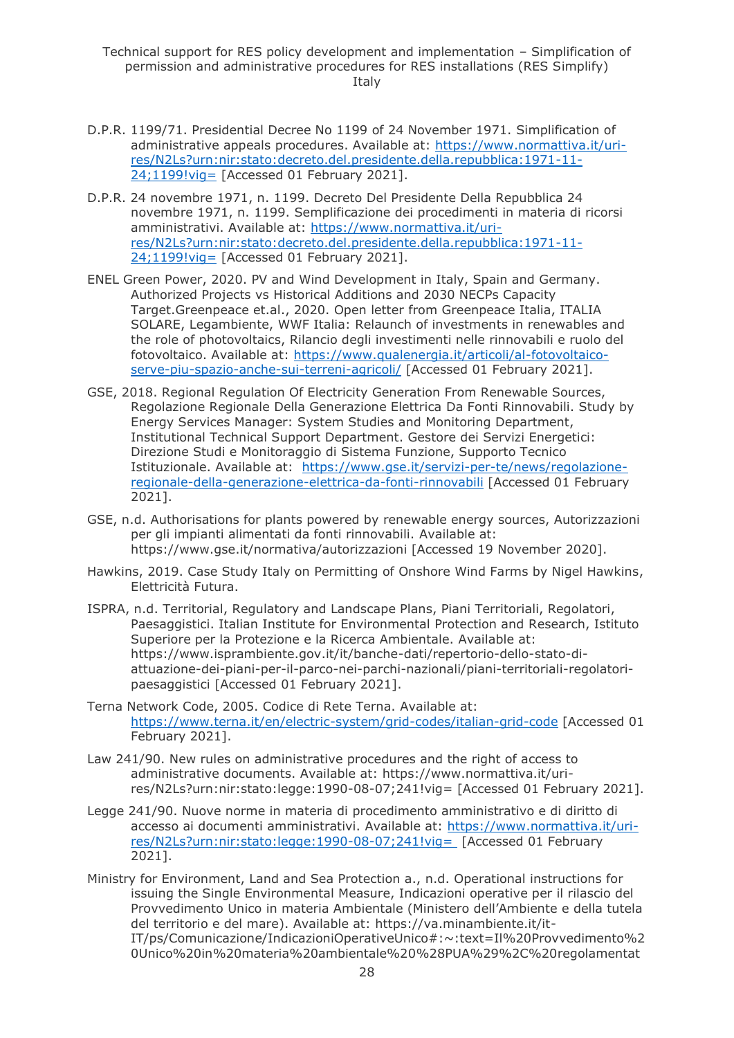D.P.R. 1199/71. Presidential Decree No 1199 of 24 November 1971. Simplification of administrative appeals procedures. Available at: https://www.normattiva.it/uri-res/N2Ls?urn:nir:stato:decreto.del.presidente.della.repubblica:1971-11-24;1199!vig= [Accessed 01 February 2021].

D.P.R. 24 novembre 1971, n. 1199. Decreto Del Presidente Della Repubblica 24 novembre 1971, n. 1199. Semplificazione dei procedimenti in materia di ricorsi amministrativi. Available at: https://www.normattiva.it/uri-res/N2Ls?urn:nir:stato:decreto.del.presidente.della.repubblica:1971-11-24;1199!vig= [Accessed 01 February 2021].

ENEL Green Power, 2020. PV and Wind Development in Italy, Spain and Germany. Authorized Projects vs Historical Additions and 2030 NECPs Capacity Target.Greenpeace et.al., 2020. Open letter from Greenpeace Italia, ITALIA SOLARE, Legambiente, WWF Italia: Relaunch of investments in renewables and the role of photovoltaics, Rilancio degli investimenti nelle rinnovabili e ruolo del fotovoltaico. Available at: https://www.qualenergia.it/articoli/al-fotovoltaico-serve-piu-spazio-anche-sui-terreni-agricoli/ [Accessed 01 February 2021].

GSE, 2018. Regional Regulation Of Electricity Generation From Renewable Sources, Regolazione Regionale Della Generazione Elettrica Da Fonti Rinnovabili. Study by Energy Services Manager: System Studies and Monitoring Department, Institutional Technical Support Department. Gestore dei Servizi Energetici: Direzione Studi e Monitoraggio di Sistema Funzione, Supporto Tecnico Istituzionale. Available at: https://www.gse.it/servizi-per-te/news/regolazione-regionale-della-generazione-elettrica-da-fonti-rinnovabili [Accessed 01 February 2021].

GSE, n.d. Authorisations for plants powered by renewable energy sources, Autorizzazioni per gli impianti alimentati da fonti rinnovabili. Available at: https://www.gse.it/normativa/autorizzazioni [Accessed 19 November 2020].

Hawkins, 2019. Case Study Italy on Permitting of Onshore Wind Farms by Nigel Hawkins, Elettricità Futura.

ISPRA, n.d. Territorial, Regulatory and Landscape Plans, Piani Territoriali, Regolatori, Paesaggistici. Italian Institute for Environmental Protection and Research, Istituto Superiore per la Protezione e la Ricerca Ambientale. Available at: https://www.isprambiente.gov.it/it/banche-dati/repertorio-dello-stato-di-attuazione-dei-piani-per-il-parco-nei-parchi-nazionali/piani-territoriali-regolatori-paesaggistici [Accessed 01 February 2021].

Terna Network Code, 2005. Codice di Rete Terna. Available at: https://www.terna.it/en/electric-system/grid-codes/italian-grid-code [Accessed 01 February 2021].

Law 241/90. New rules on administrative procedures and the right of access to administrative documents. Available at: https://www.normattiva.it/uri-res/N2Ls?urn:nir:stato:legge:1990-08-07;241!vig= [Accessed 01 February 2021].

Legge 241/90. Nuove norme in materia di procedimento amministrativo e di diritto di accesso ai documenti amministrativi. Available at: https://www.normattiva.it/uri-res/N2Ls?urn:nir:stato:legge:1990-08-07;241!vig= [Accessed 01 February 2021].

Ministry for Environment, Land and Sea Protection a., n.d. Operational instructions for issuing the Single Environmental Measure, Indicazioni operative per il rilascio del Provvedimento Unico in materia Ambientale (Ministero dell'Ambiente e della tutela del territorio e del mare). Available at: https://va.minambiente.it/it-IT/ps/Comunicazione/IndicazioniOperativeUnico#:~:text=Il%20Provvedimento%20Unico%20in%20materia%20ambientale%20%28PUA%29%2C%20regolamentat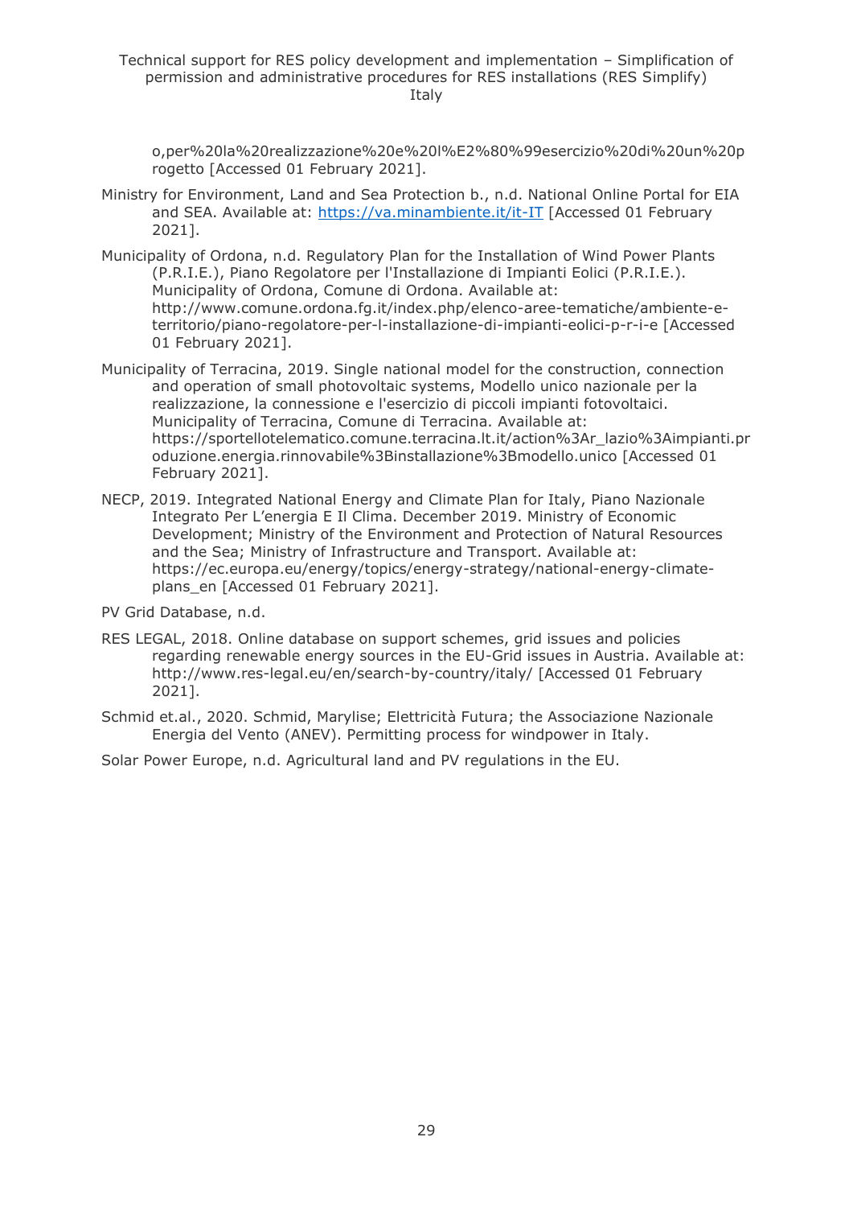o,per%20la%20realizzazione%20e%20l%E2%80%99esercizio%20di%20un%20progetto [Accessed 01 February 2021].

Ministry for Environment, Land and Sea Protection b., n.d. National Online Portal for EIA and SEA. Available at: https://va.minambiente.it/it-IT [Accessed 01 February 2021].

Municipality of Ordona, n.d. Regulatory Plan for the Installation of Wind Power Plants (P.R.I.E.), Piano Regolatore per l'Installazione di Impianti Eolici (P.R.I.E.). Municipality of Ordona, Comune di Ordona. Available at: http://www.comune.ordona.fg.it/index.php/elenco-aree-tematiche/ambiente-e-territorio/piano-regolatore-per-l-installazione-di-impianti-eolici-p-r-i-e [Accessed 01 February 2021].

Municipality of Terracina, 2019. Single national model for the construction, connection and operation of small photovoltaic systems, Modello unico nazionale per la realizzazione, la connessione e l'esercizio di piccoli impianti fotovoltaici. Municipality of Terracina, Comune di Terracina. Available at: https://sportellotelematico.comune.terracina.lt.it/action%3Ar_lazio%3Aimpianti.produzione.energia.rinnovabile%3Binstallazione%3Bmodello.unico [Accessed 01 February 2021].

NECP, 2019. Integrated National Energy and Climate Plan for Italy, Piano Nazionale Integrato Per L’energia E Il Clima. December 2019. Ministry of Economic Development; Ministry of the Environment and Protection of Natural Resources and the Sea; Ministry of Infrastructure and Transport. Available at: https://ec.europa.eu/energy/topics/energy-strategy/national-energy-climate-plans_en [Accessed 01 February 2021].

PV Grid Database, n.d.

RES LEGAL, 2018. Online database on support schemes, grid issues and policies regarding renewable energy sources in the EU-Grid issues in Austria. Available at: http://www.res-legal.eu/en/search-by-country/italy/ [Accessed 01 February 2021].

Schmid et.al., 2020. Schmid, Marylise; Elettricità Futura; the Associazione Nazionale Energia del Vento (ANEV). Permitting process for windpower in Italy.

Solar Power Europe, n.d. Agricultural land and PV regulations in the EU.